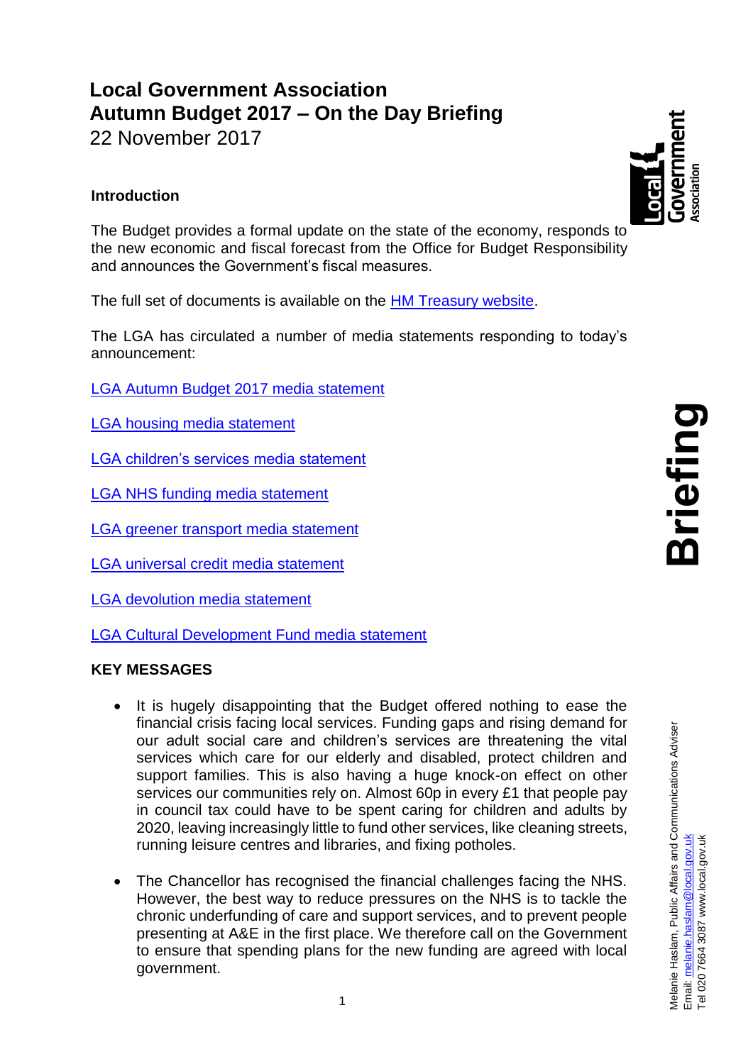# Local Government Association
# Autumn Budget 2017 – On the Day Briefing
22 November 2017

### Introduction

The Budget provides a formal update on the state of the economy, responds to the new economic and fiscal forecast from the Office for Budget Responsibility and announces the Government's fiscal measures.

The full set of documents is available on the HM Treasury website.

The LGA has circulated a number of media statements responding to today's announcement:

LGA Autumn Budget 2017 media statement

LGA housing media statement

LGA children's services media statement

LGA NHS funding media statement

LGA greener transport media statement

LGA universal credit media statement

LGA devolution media statement

LGA Cultural Development Fund media statement

### KEY MESSAGES

- It is hugely disappointing that the Budget offered nothing to ease the financial crisis facing local services. Funding gaps and rising demand for our adult social care and children's services are threatening the vital services which care for our elderly and disabled, protect children and support families. This is also having a huge knock-on effect on other services our communities rely on. Almost 60p in every £1 that people pay in council tax could have to be spent caring for children and adults by 2020, leaving increasingly little to fund other services, like cleaning streets, running leisure centres and libraries, and fixing potholes.

- The Chancellor has recognised the financial challenges facing the NHS. However, the best way to reduce pressures on the NHS is to tackle the chronic underfunding of care and support services, and to prevent people presenting at A&E in the first place. We therefore call on the Government to ensure that spending plans for the new funding are agreed with local government.

Melanie Haslam, Public Affairs and Communications Adviser
Email: melanie.haslam@local.gov.uk
Tel 020 7664 3087 www.local.gov.uk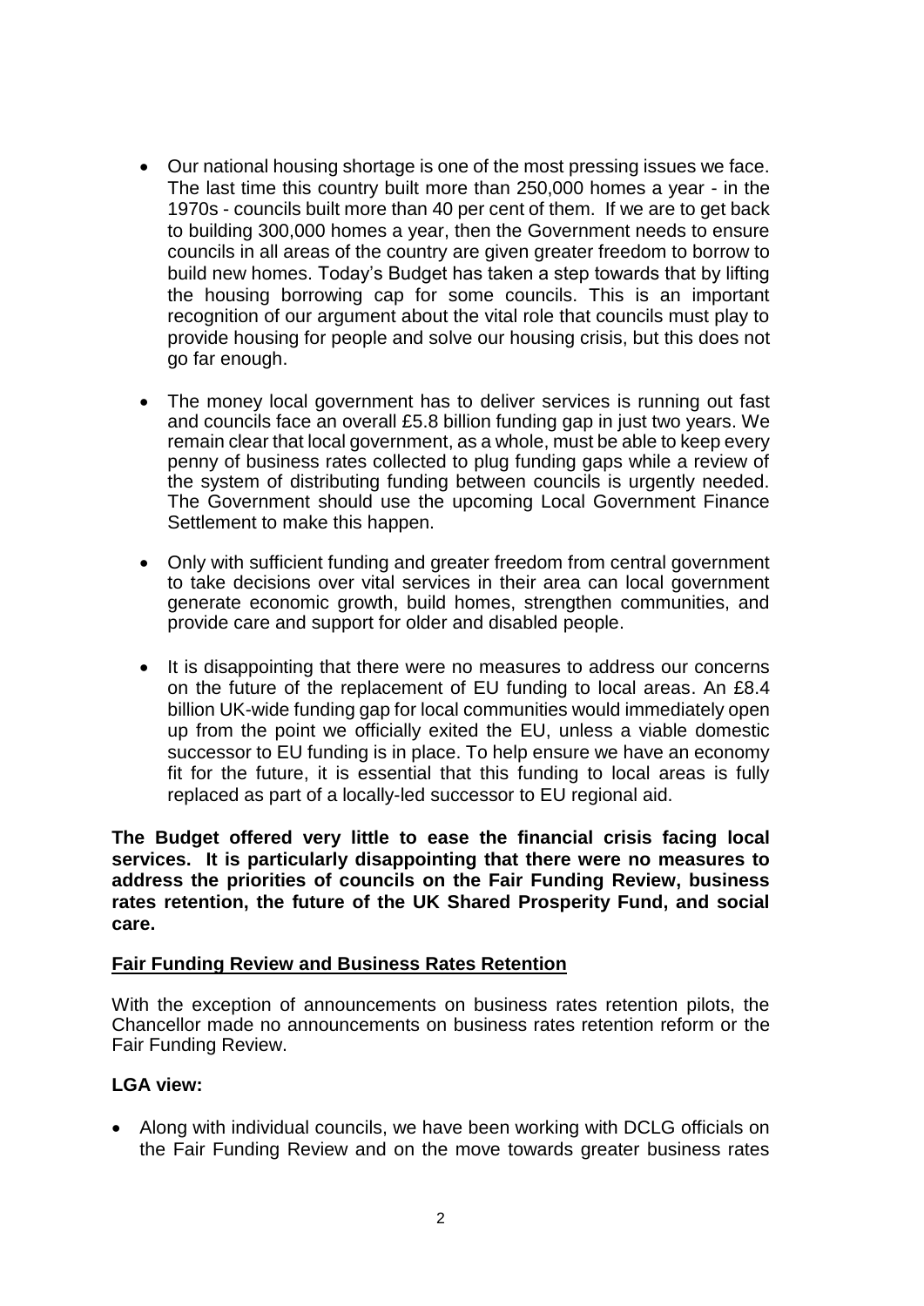- Our national housing shortage is one of the most pressing issues we face. The last time this country built more than 250,000 homes a year - in the 1970s - councils built more than 40 per cent of them. If we are to get back to building 300,000 homes a year, then the Government needs to ensure councils in all areas of the country are given greater freedom to borrow to build new homes. Today's Budget has taken a step towards that by lifting the housing borrowing cap for some councils. This is an important recognition of our argument about the vital role that councils must play to provide housing for people and solve our housing crisis, but this does not go far enough.

- The money local government has to deliver services is running out fast and councils face an overall £5.8 billion funding gap in just two years. We remain clear that local government, as a whole, must be able to keep every penny of business rates collected to plug funding gaps while a review of the system of distributing funding between councils is urgently needed. The Government should use the upcoming Local Government Finance Settlement to make this happen.

- Only with sufficient funding and greater freedom from central government to take decisions over vital services in their area can local government generate economic growth, build homes, strengthen communities, and provide care and support for older and disabled people.

- It is disappointing that there were no measures to address our concerns on the future of the replacement of EU funding to local areas. An £8.4 billion UK-wide funding gap for local communities would immediately open up from the point we officially exited the EU, unless a viable domestic successor to EU funding is in place. To help ensure we have an economy fit for the future, it is essential that this funding to local areas is fully replaced as part of a locally-led successor to EU regional aid.

**The Budget offered very little to ease the financial crisis facing local services. It is particularly disappointing that there were no measures to address the priorities of councils on the Fair Funding Review, business rates retention, the future of the UK Shared Prosperity Fund, and social care.**

## Fair Funding Review and Business Rates Retention

With the exception of announcements on business rates retention pilots, the Chancellor made no announcements on business rates retention reform or the Fair Funding Review.

**LGA view:**

- Along with individual councils, we have been working with DCLG officials on the Fair Funding Review and on the move towards greater business rates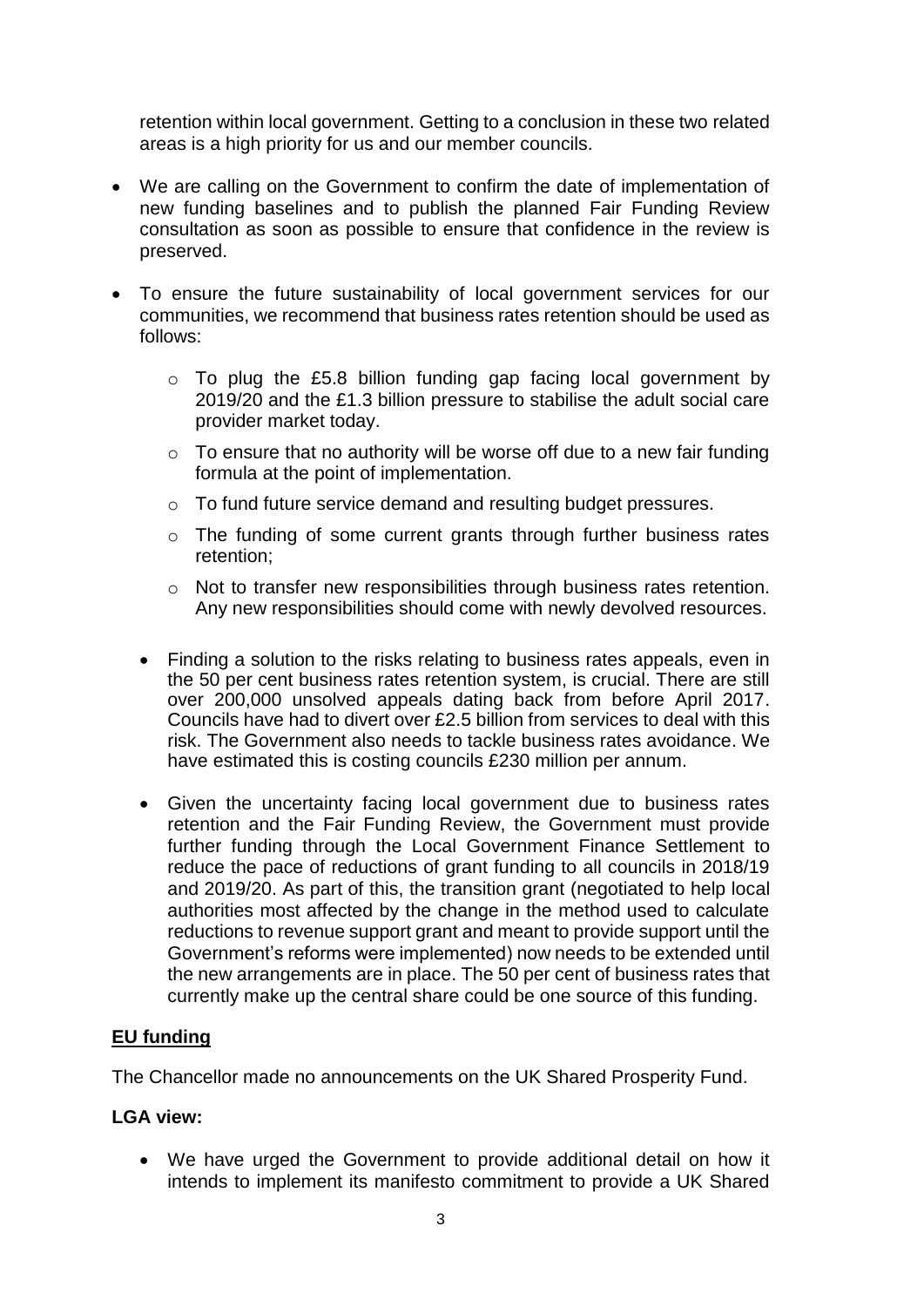retention within local government. Getting to a conclusion in these two related areas is a high priority for us and our member councils.

- We are calling on the Government to confirm the date of implementation of new funding baselines and to publish the planned Fair Funding Review consultation as soon as possible to ensure that confidence in the review is preserved.

- To ensure the future sustainability of local government services for our communities, we recommend that business rates retention should be used as follows:

  - To plug the £5.8 billion funding gap facing local government by 2019/20 and the £1.3 billion pressure to stabilise the adult social care provider market today.
  - To ensure that no authority will be worse off due to a new fair funding formula at the point of implementation.
  - To fund future service demand and resulting budget pressures.
  - The funding of some current grants through further business rates retention;
  - Not to transfer new responsibilities through business rates retention. Any new responsibilities should come with newly devolved resources.

- Finding a solution to the risks relating to business rates appeals, even in the 50 per cent business rates retention system, is crucial. There are still over 200,000 unsolved appeals dating back from before April 2017. Councils have had to divert over £2.5 billion from services to deal with this risk. The Government also needs to tackle business rates avoidance. We have estimated this is costing councils £230 million per annum.

- Given the uncertainty facing local government due to business rates retention and the Fair Funding Review, the Government must provide further funding through the Local Government Finance Settlement to reduce the pace of reductions of grant funding to all councils in 2018/19 and 2019/20. As part of this, the transition grant (negotiated to help local authorities most affected by the change in the method used to calculate reductions to revenue support grant and meant to provide support until the Government's reforms were implemented) now needs to be extended until the new arrangements are in place. The 50 per cent of business rates that currently make up the central share could be one source of this funding.

## EU funding

The Chancellor made no announcements on the UK Shared Prosperity Fund.

**LGA view:**

- We have urged the Government to provide additional detail on how it intends to implement its manifesto commitment to provide a UK Shared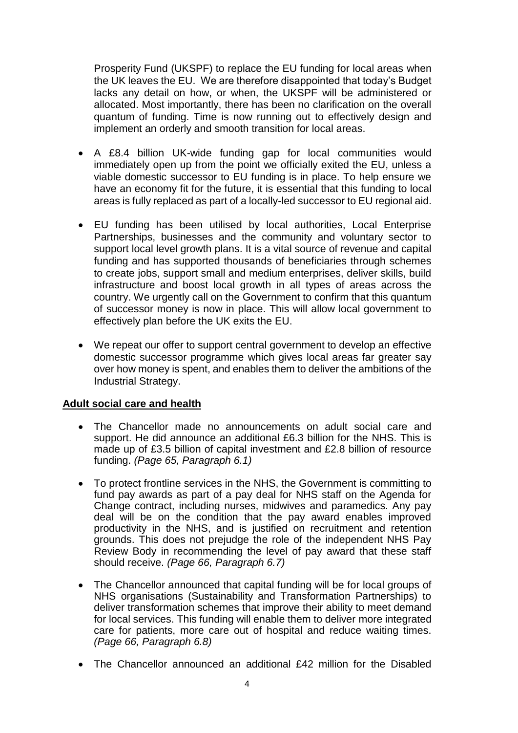Prosperity Fund (UKSPF) to replace the EU funding for local areas when the UK leaves the EU. We are therefore disappointed that today's Budget lacks any detail on how, or when, the UKSPF will be administered or allocated. Most importantly, there has been no clarification on the overall quantum of funding. Time is now running out to effectively design and implement an orderly and smooth transition for local areas.

- A £8.4 billion UK-wide funding gap for local communities would immediately open up from the point we officially exited the EU, unless a viable domestic successor to EU funding is in place. To help ensure we have an economy fit for the future, it is essential that this funding to local areas is fully replaced as part of a locally-led successor to EU regional aid.

- EU funding has been utilised by local authorities, Local Enterprise Partnerships, businesses and the community and voluntary sector to support local level growth plans. It is a vital source of revenue and capital funding and has supported thousands of beneficiaries through schemes to create jobs, support small and medium enterprises, deliver skills, build infrastructure and boost local growth in all types of areas across the country. We urgently call on the Government to confirm that this quantum of successor money is now in place. This will allow local government to effectively plan before the UK exits the EU.

- We repeat our offer to support central government to develop an effective domestic successor programme which gives local areas far greater say over how money is spent, and enables them to deliver the ambitions of the Industrial Strategy.

## Adult social care and health

- The Chancellor made no announcements on adult social care and support. He did announce an additional £6.3 billion for the NHS. This is made up of £3.5 billion of capital investment and £2.8 billion of resource funding. *(Page 65, Paragraph 6.1)*

- To protect frontline services in the NHS, the Government is committing to fund pay awards as part of a pay deal for NHS staff on the Agenda for Change contract, including nurses, midwives and paramedics. Any pay deal will be on the condition that the pay award enables improved productivity in the NHS, and is justified on recruitment and retention grounds. This does not prejudge the role of the independent NHS Pay Review Body in recommending the level of pay award that these staff should receive. *(Page 66, Paragraph 6.7)*

- The Chancellor announced that capital funding will be for local groups of NHS organisations (Sustainability and Transformation Partnerships) to deliver transformation schemes that improve their ability to meet demand for local services. This funding will enable them to deliver more integrated care for patients, more care out of hospital and reduce waiting times. *(Page 66, Paragraph 6.8)*

- The Chancellor announced an additional £42 million for the Disabled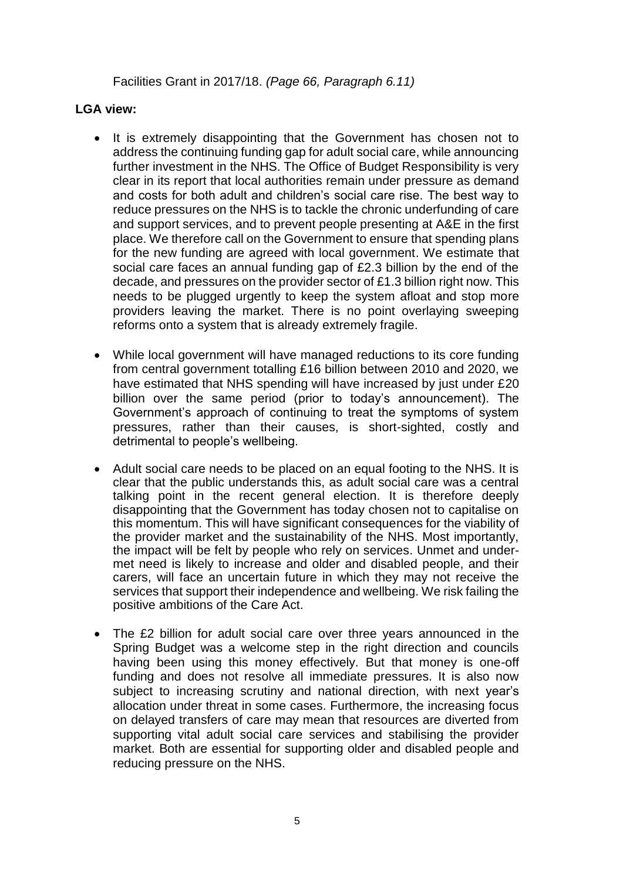Facilities Grant in 2017/18. *(Page 66, Paragraph 6.11)*

**LGA view:**

- It is extremely disappointing that the Government has chosen not to address the continuing funding gap for adult social care, while announcing further investment in the NHS. The Office of Budget Responsibility is very clear in its report that local authorities remain under pressure as demand and costs for both adult and children's social care rise. The best way to reduce pressures on the NHS is to tackle the chronic underfunding of care and support services, and to prevent people presenting at A&E in the first place. We therefore call on the Government to ensure that spending plans for the new funding are agreed with local government. We estimate that social care faces an annual funding gap of £2.3 billion by the end of the decade, and pressures on the provider sector of £1.3 billion right now. This needs to be plugged urgently to keep the system afloat and stop more providers leaving the market. There is no point overlaying sweeping reforms onto a system that is already extremely fragile.

- While local government will have managed reductions to its core funding from central government totalling £16 billion between 2010 and 2020, we have estimated that NHS spending will have increased by just under £20 billion over the same period (prior to today's announcement). The Government's approach of continuing to treat the symptoms of system pressures, rather than their causes, is short-sighted, costly and detrimental to people's wellbeing.

- Adult social care needs to be placed on an equal footing to the NHS. It is clear that the public understands this, as adult social care was a central talking point in the recent general election. It is therefore deeply disappointing that the Government has today chosen not to capitalise on this momentum. This will have significant consequences for the viability of the provider market and the sustainability of the NHS. Most importantly, the impact will be felt by people who rely on services. Unmet and under-met need is likely to increase and older and disabled people, and their carers, will face an uncertain future in which they may not receive the services that support their independence and wellbeing. We risk failing the positive ambitions of the Care Act.

- The £2 billion for adult social care over three years announced in the Spring Budget was a welcome step in the right direction and councils having been using this money effectively. But that money is one-off funding and does not resolve all immediate pressures. It is also now subject to increasing scrutiny and national direction, with next year's allocation under threat in some cases. Furthermore, the increasing focus on delayed transfers of care may mean that resources are diverted from supporting vital adult social care services and stabilising the provider market. Both are essential for supporting older and disabled people and reducing pressure on the NHS.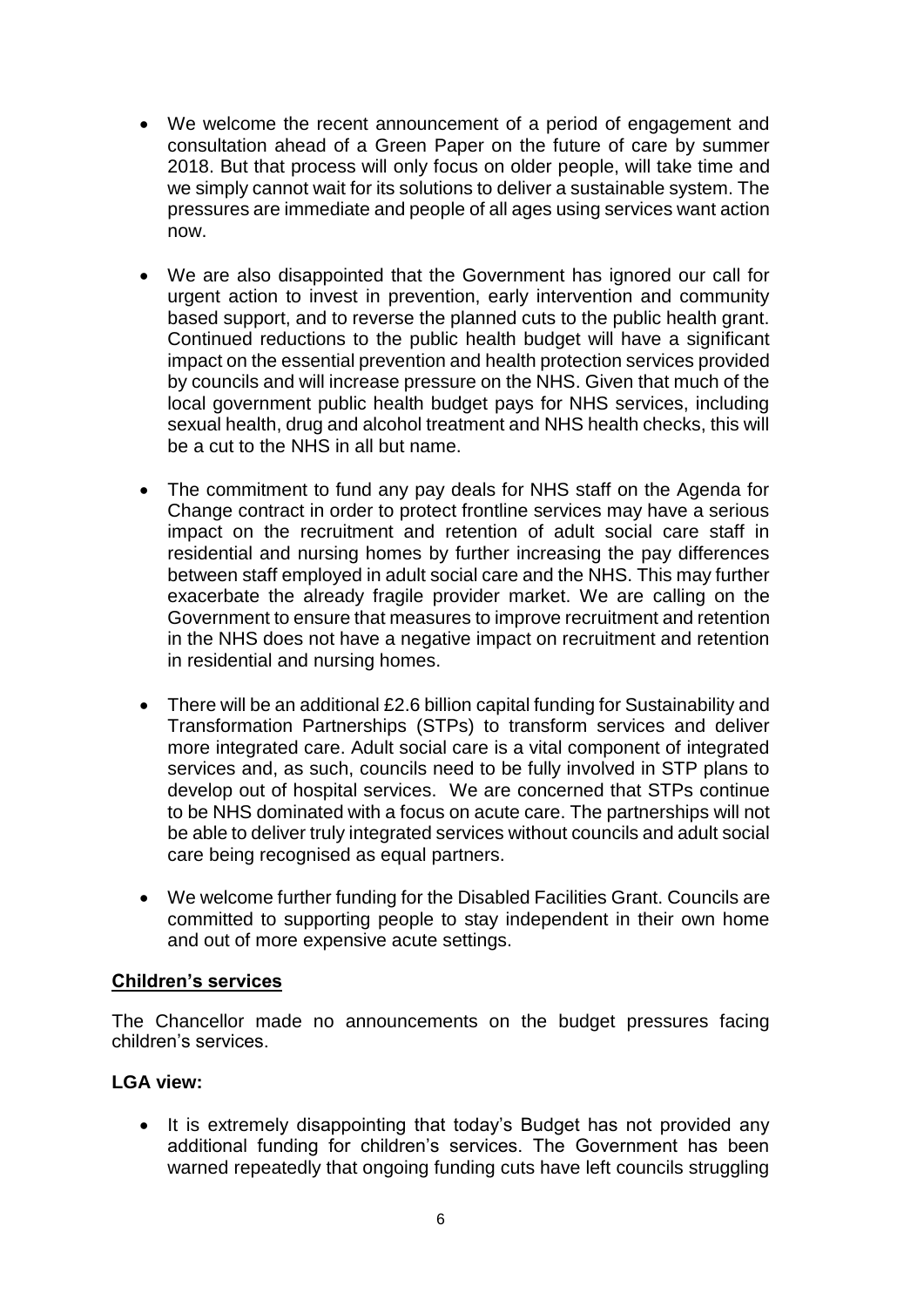- We welcome the recent announcement of a period of engagement and consultation ahead of a Green Paper on the future of care by summer 2018. But that process will only focus on older people, will take time and we simply cannot wait for its solutions to deliver a sustainable system. The pressures are immediate and people of all ages using services want action now.

- We are also disappointed that the Government has ignored our call for urgent action to invest in prevention, early intervention and community based support, and to reverse the planned cuts to the public health grant. Continued reductions to the public health budget will have a significant impact on the essential prevention and health protection services provided by councils and will increase pressure on the NHS. Given that much of the local government public health budget pays for NHS services, including sexual health, drug and alcohol treatment and NHS health checks, this will be a cut to the NHS in all but name.

- The commitment to fund any pay deals for NHS staff on the Agenda for Change contract in order to protect frontline services may have a serious impact on the recruitment and retention of adult social care staff in residential and nursing homes by further increasing the pay differences between staff employed in adult social care and the NHS. This may further exacerbate the already fragile provider market. We are calling on the Government to ensure that measures to improve recruitment and retention in the NHS does not have a negative impact on recruitment and retention in residential and nursing homes.

- There will be an additional £2.6 billion capital funding for Sustainability and Transformation Partnerships (STPs) to transform services and deliver more integrated care. Adult social care is a vital component of integrated services and, as such, councils need to be fully involved in STP plans to develop out of hospital services. We are concerned that STPs continue to be NHS dominated with a focus on acute care. The partnerships will not be able to deliver truly integrated services without councils and adult social care being recognised as equal partners.

- We welcome further funding for the Disabled Facilities Grant. Councils are committed to supporting people to stay independent in their own home and out of more expensive acute settings.

## Children's services

The Chancellor made no announcements on the budget pressures facing children's services.

**LGA view:**

- It is extremely disappointing that today's Budget has not provided any additional funding for children's services. The Government has been warned repeatedly that ongoing funding cuts have left councils struggling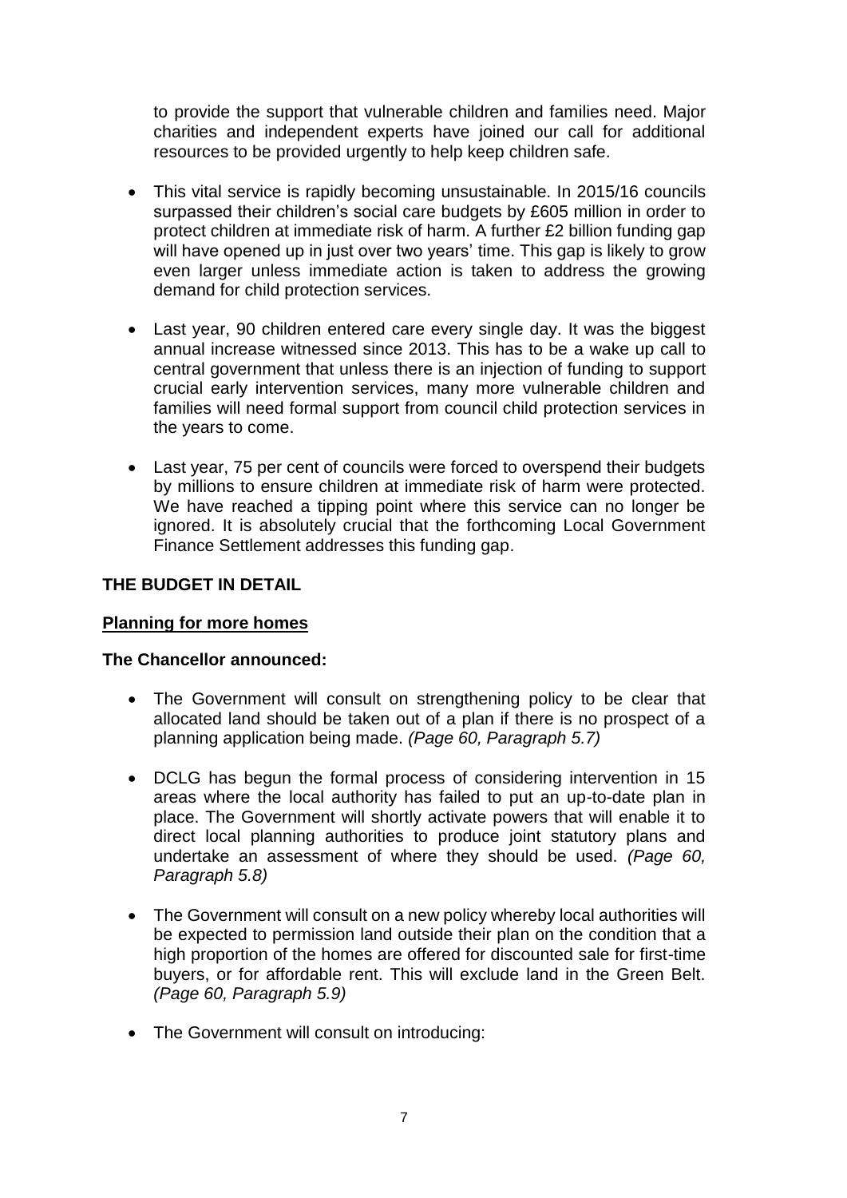to provide the support that vulnerable children and families need. Major charities and independent experts have joined our call for additional resources to be provided urgently to help keep children safe.

- This vital service is rapidly becoming unsustainable. In 2015/16 councils surpassed their children's social care budgets by £605 million in order to protect children at immediate risk of harm. A further £2 billion funding gap will have opened up in just over two years' time. This gap is likely to grow even larger unless immediate action is taken to address the growing demand for child protection services.
- Last year, 90 children entered care every single day. It was the biggest annual increase witnessed since 2013. This has to be a wake up call to central government that unless there is an injection of funding to support crucial early intervention services, many more vulnerable children and families will need formal support from council child protection services in the years to come.
- Last year, 75 per cent of councils were forced to overspend their budgets by millions to ensure children at immediate risk of harm were protected. We have reached a tipping point where this service can no longer be ignored. It is absolutely crucial that the forthcoming Local Government Finance Settlement addresses this funding gap.

## THE BUDGET IN DETAIL

### Planning for more homes

**The Chancellor announced:**

- The Government will consult on strengthening policy to be clear that allocated land should be taken out of a plan if there is no prospect of a planning application being made. *(Page 60, Paragraph 5.7)*
- DCLG has begun the formal process of considering intervention in 15 areas where the local authority has failed to put an up-to-date plan in place. The Government will shortly activate powers that will enable it to direct local planning authorities to produce joint statutory plans and undertake an assessment of where they should be used. *(Page 60, Paragraph 5.8)*
- The Government will consult on a new policy whereby local authorities will be expected to permission land outside their plan on the condition that a high proportion of the homes are offered for discounted sale for first-time buyers, or for affordable rent. This will exclude land in the Green Belt. *(Page 60, Paragraph 5.9)*
- The Government will consult on introducing: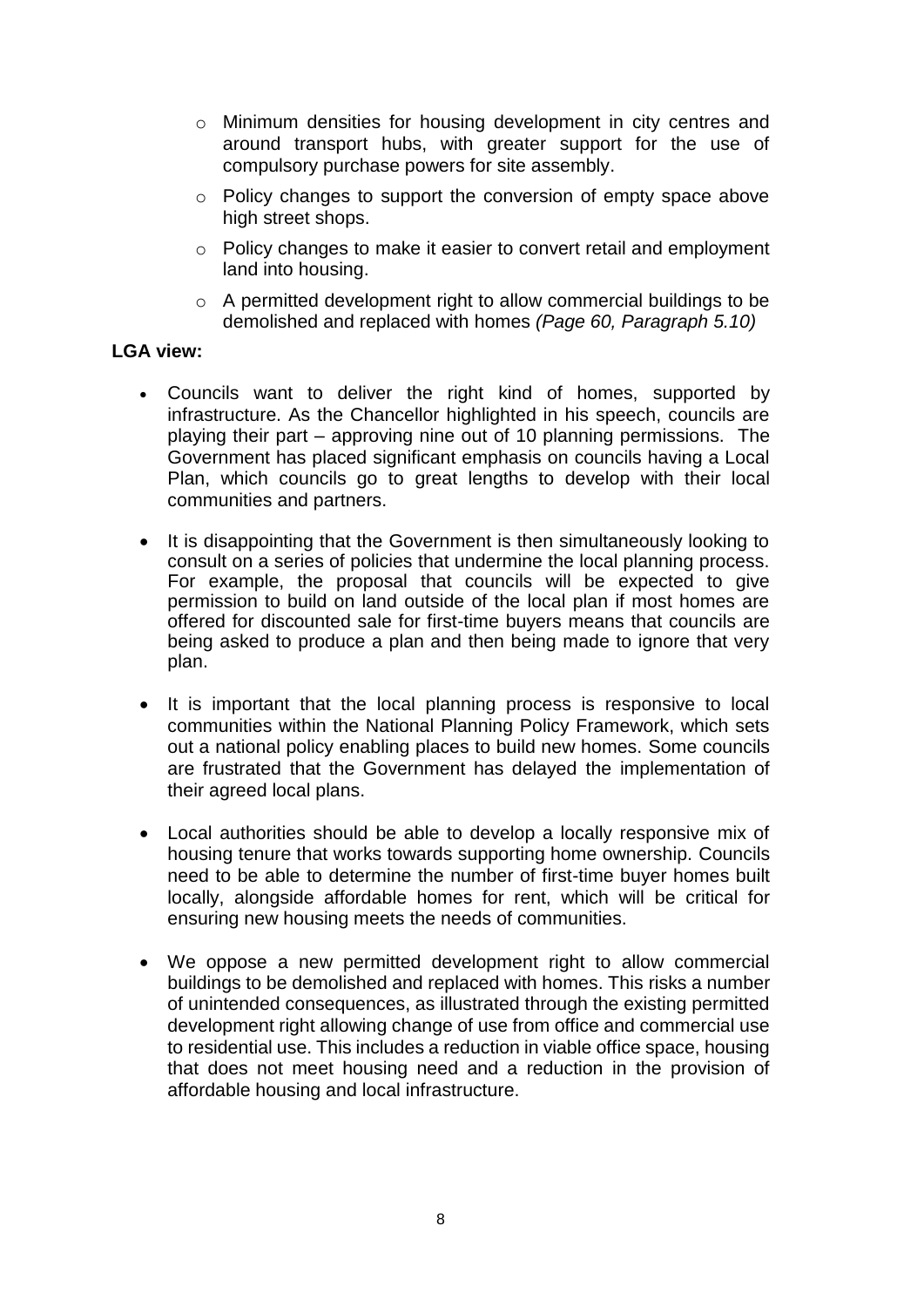- Minimum densities for housing development in city centres and around transport hubs, with greater support for the use of compulsory purchase powers for site assembly.
  - Policy changes to support the conversion of empty space above high street shops.
  - Policy changes to make it easier to convert retail and employment land into housing.
  - A permitted development right to allow commercial buildings to be demolished and replaced with homes *(Page 60, Paragraph 5.10)*

**LGA view:**

- Councils want to deliver the right kind of homes, supported by infrastructure. As the Chancellor highlighted in his speech, councils are playing their part – approving nine out of 10 planning permissions. The Government has placed significant emphasis on councils having a Local Plan, which councils go to great lengths to develop with their local communities and partners.

- It is disappointing that the Government is then simultaneously looking to consult on a series of policies that undermine the local planning process. For example, the proposal that councils will be expected to give permission to build on land outside of the local plan if most homes are offered for discounted sale for first-time buyers means that councils are being asked to produce a plan and then being made to ignore that very plan.

- It is important that the local planning process is responsive to local communities within the National Planning Policy Framework, which sets out a national policy enabling places to build new homes. Some councils are frustrated that the Government has delayed the implementation of their agreed local plans.

- Local authorities should be able to develop a locally responsive mix of housing tenure that works towards supporting home ownership. Councils need to be able to determine the number of first-time buyer homes built locally, alongside affordable homes for rent, which will be critical for ensuring new housing meets the needs of communities.

- We oppose a new permitted development right to allow commercial buildings to be demolished and replaced with homes. This risks a number of unintended consequences, as illustrated through the existing permitted development right allowing change of use from office and commercial use to residential use. This includes a reduction in viable office space, housing that does not meet housing need and a reduction in the provision of affordable housing and local infrastructure.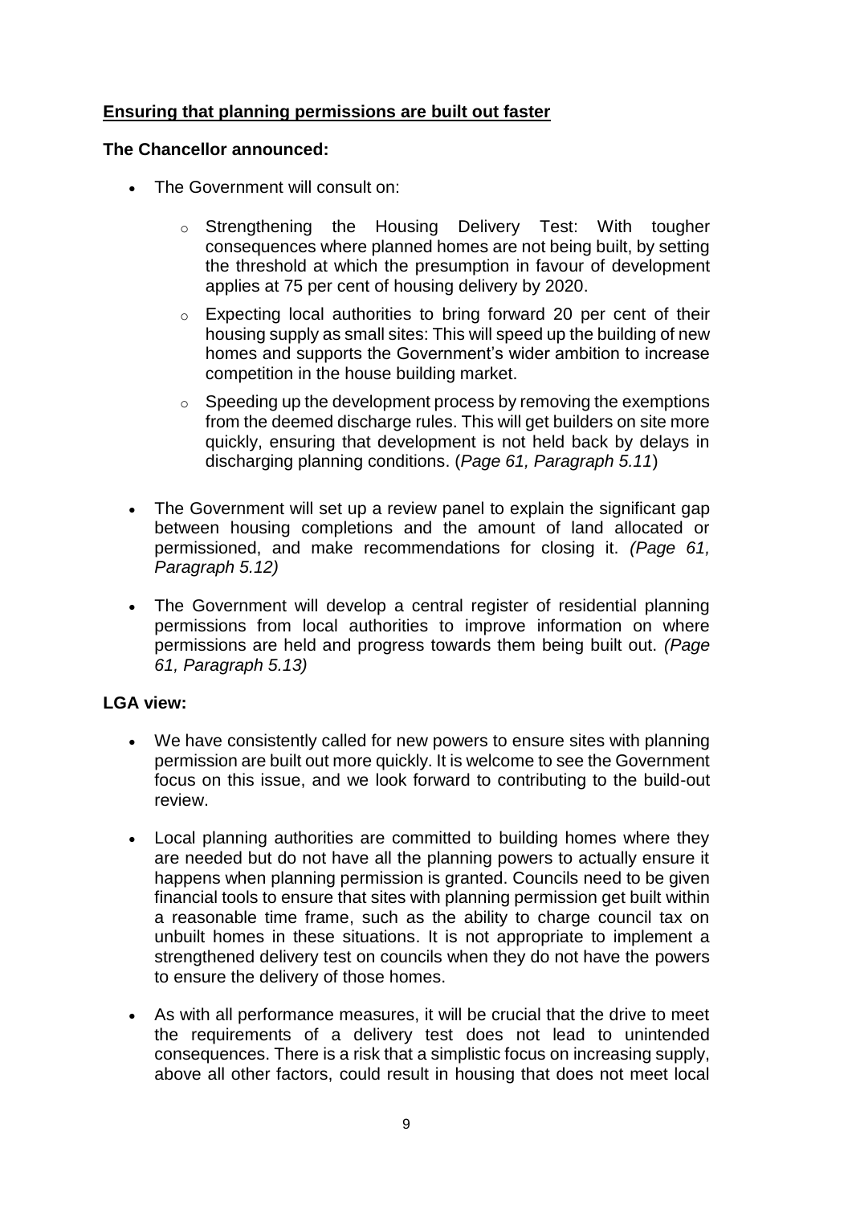## Ensuring that planning permissions are built out faster

**The Chancellor announced:**

- The Government will consult on:
  - Strengthening the Housing Delivery Test: With tougher consequences where planned homes are not being built, by setting the threshold at which the presumption in favour of development applies at 75 per cent of housing delivery by 2020.
  - Expecting local authorities to bring forward 20 per cent of their housing supply as small sites: This will speed up the building of new homes and supports the Government's wider ambition to increase competition in the house building market.
  - Speeding up the development process by removing the exemptions from the deemed discharge rules. This will get builders on site more quickly, ensuring that development is not held back by delays in discharging planning conditions. (*Page 61, Paragraph 5.11*)
- The Government will set up a review panel to explain the significant gap between housing completions and the amount of land allocated or permissioned, and make recommendations for closing it. *(Page 61, Paragraph 5.12)*
- The Government will develop a central register of residential planning permissions from local authorities to improve information on where permissions are held and progress towards them being built out. *(Page 61, Paragraph 5.13)*

**LGA view:**

- We have consistently called for new powers to ensure sites with planning permission are built out more quickly. It is welcome to see the Government focus on this issue, and we look forward to contributing to the build-out review.
- Local planning authorities are committed to building homes where they are needed but do not have all the planning powers to actually ensure it happens when planning permission is granted. Councils need to be given financial tools to ensure that sites with planning permission get built within a reasonable time frame, such as the ability to charge council tax on unbuilt homes in these situations. It is not appropriate to implement a strengthened delivery test on councils when they do not have the powers to ensure the delivery of those homes.
- As with all performance measures, it will be crucial that the drive to meet the requirements of a delivery test does not lead to unintended consequences. There is a risk that a simplistic focus on increasing supply, above all other factors, could result in housing that does not meet local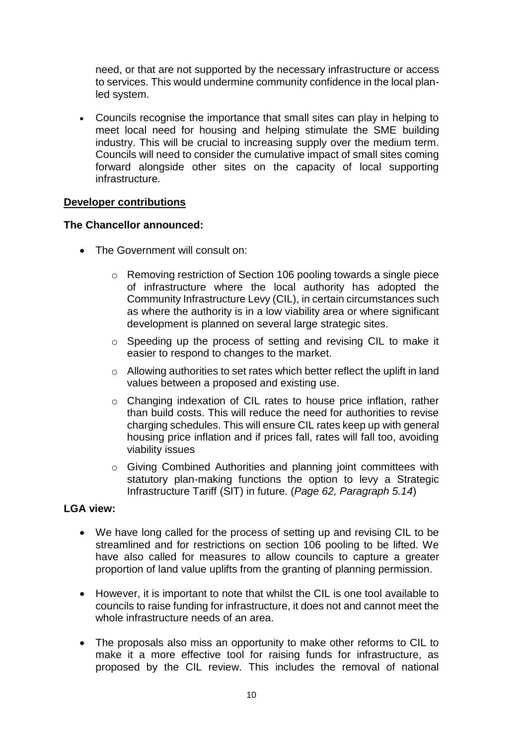need, or that are not supported by the necessary infrastructure or access to services. This would undermine community confidence in the local plan-led system.

- Councils recognise the importance that small sites can play in helping to meet local need for housing and helping stimulate the SME building industry. This will be crucial to increasing supply over the medium term. Councils will need to consider the cumulative impact of small sites coming forward alongside other sites on the capacity of local supporting infrastructure.

**Developer contributions**

**The Chancellor announced:**

- The Government will consult on:
  - Removing restriction of Section 106 pooling towards a single piece of infrastructure where the local authority has adopted the Community Infrastructure Levy (CIL), in certain circumstances such as where the authority is in a low viability area or where significant development is planned on several large strategic sites.
  - Speeding up the process of setting and revising CIL to make it easier to respond to changes to the market.
  - Allowing authorities to set rates which better reflect the uplift in land values between a proposed and existing use.
  - Changing indexation of CIL rates to house price inflation, rather than build costs. This will reduce the need for authorities to revise charging schedules. This will ensure CIL rates keep up with general housing price inflation and if prices fall, rates will fall too, avoiding viability issues
  - Giving Combined Authorities and planning joint committees with statutory plan-making functions the option to levy a Strategic Infrastructure Tariff (SIT) in future. (*Page 62, Paragraph 5.14*)

**LGA view:**

- We have long called for the process of setting up and revising CIL to be streamlined and for restrictions on section 106 pooling to be lifted. We have also called for measures to allow councils to capture a greater proportion of land value uplifts from the granting of planning permission.

- However, it is important to note that whilst the CIL is one tool available to councils to raise funding for infrastructure, it does not and cannot meet the whole infrastructure needs of an area.

- The proposals also miss an opportunity to make other reforms to CIL to make it a more effective tool for raising funds for infrastructure, as proposed by the CIL review. This includes the removal of national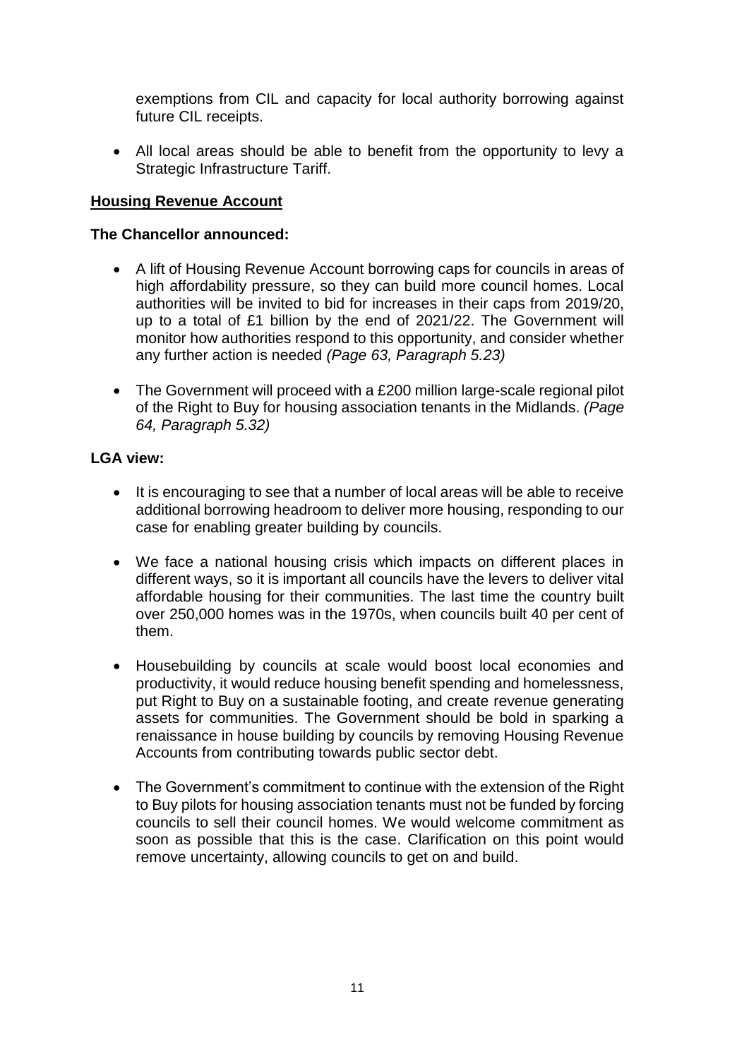exemptions from CIL and capacity for local authority borrowing against future CIL receipts.

- All local areas should be able to benefit from the opportunity to levy a Strategic Infrastructure Tariff.

## Housing Revenue Account

**The Chancellor announced:**

- A lift of Housing Revenue Account borrowing caps for councils in areas of high affordability pressure, so they can build more council homes. Local authorities will be invited to bid for increases in their caps from 2019/20, up to a total of £1 billion by the end of 2021/22. The Government will monitor how authorities respond to this opportunity, and consider whether any further action is needed *(Page 63, Paragraph 5.23)*

- The Government will proceed with a £200 million large-scale regional pilot of the Right to Buy for housing association tenants in the Midlands. *(Page 64, Paragraph 5.32)*

**LGA view:**

- It is encouraging to see that a number of local areas will be able to receive additional borrowing headroom to deliver more housing, responding to our case for enabling greater building by councils.

- We face a national housing crisis which impacts on different places in different ways, so it is important all councils have the levers to deliver vital affordable housing for their communities. The last time the country built over 250,000 homes was in the 1970s, when councils built 40 per cent of them.

- Housebuilding by councils at scale would boost local economies and productivity, it would reduce housing benefit spending and homelessness, put Right to Buy on a sustainable footing, and create revenue generating assets for communities. The Government should be bold in sparking a renaissance in house building by councils by removing Housing Revenue Accounts from contributing towards public sector debt.

- The Government's commitment to continue with the extension of the Right to Buy pilots for housing association tenants must not be funded by forcing councils to sell their council homes. We would welcome commitment as soon as possible that this is the case. Clarification on this point would remove uncertainty, allowing councils to get on and build.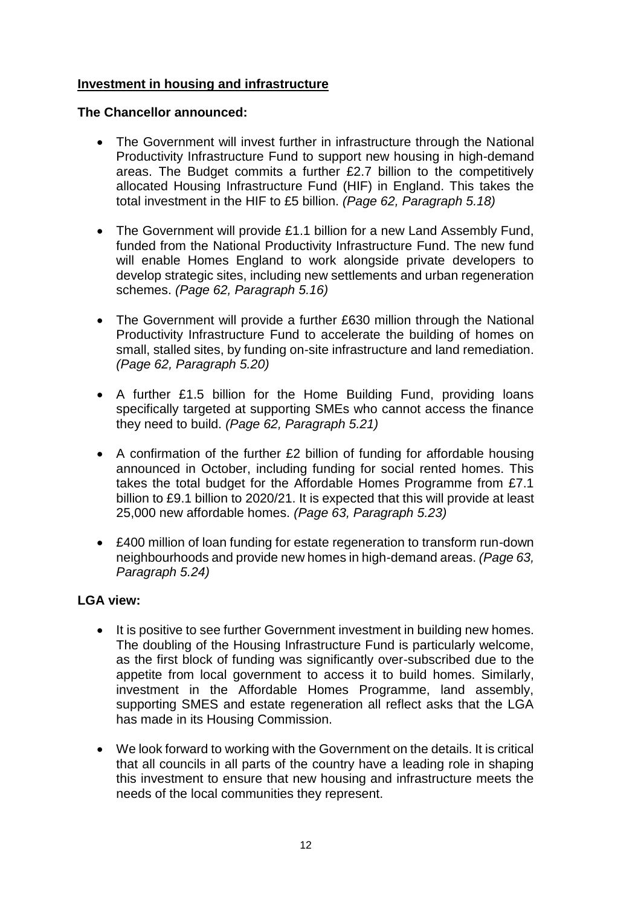## Investment in housing and infrastructure

**The Chancellor announced:**

- The Government will invest further in infrastructure through the National Productivity Infrastructure Fund to support new housing in high-demand areas. The Budget commits a further £2.7 billion to the competitively allocated Housing Infrastructure Fund (HIF) in England. This takes the total investment in the HIF to £5 billion. *(Page 62, Paragraph 5.18)*

- The Government will provide £1.1 billion for a new Land Assembly Fund, funded from the National Productivity Infrastructure Fund. The new fund will enable Homes England to work alongside private developers to develop strategic sites, including new settlements and urban regeneration schemes. *(Page 62, Paragraph 5.16)*

- The Government will provide a further £630 million through the National Productivity Infrastructure Fund to accelerate the building of homes on small, stalled sites, by funding on-site infrastructure and land remediation. *(Page 62, Paragraph 5.20)*

- A further £1.5 billion for the Home Building Fund, providing loans specifically targeted at supporting SMEs who cannot access the finance they need to build. *(Page 62, Paragraph 5.21)*

- A confirmation of the further £2 billion of funding for affordable housing announced in October, including funding for social rented homes. This takes the total budget for the Affordable Homes Programme from £7.1 billion to £9.1 billion to 2020/21. It is expected that this will provide at least 25,000 new affordable homes. *(Page 63, Paragraph 5.23)*

- £400 million of loan funding for estate regeneration to transform run-down neighbourhoods and provide new homes in high-demand areas. *(Page 63, Paragraph 5.24)*

**LGA view:**

- It is positive to see further Government investment in building new homes. The doubling of the Housing Infrastructure Fund is particularly welcome, as the first block of funding was significantly over-subscribed due to the appetite from local government to access it to build homes. Similarly, investment in the Affordable Homes Programme, land assembly, supporting SMES and estate regeneration all reflect asks that the LGA has made in its Housing Commission.

- We look forward to working with the Government on the details. It is critical that all councils in all parts of the country have a leading role in shaping this investment to ensure that new housing and infrastructure meets the needs of the local communities they represent.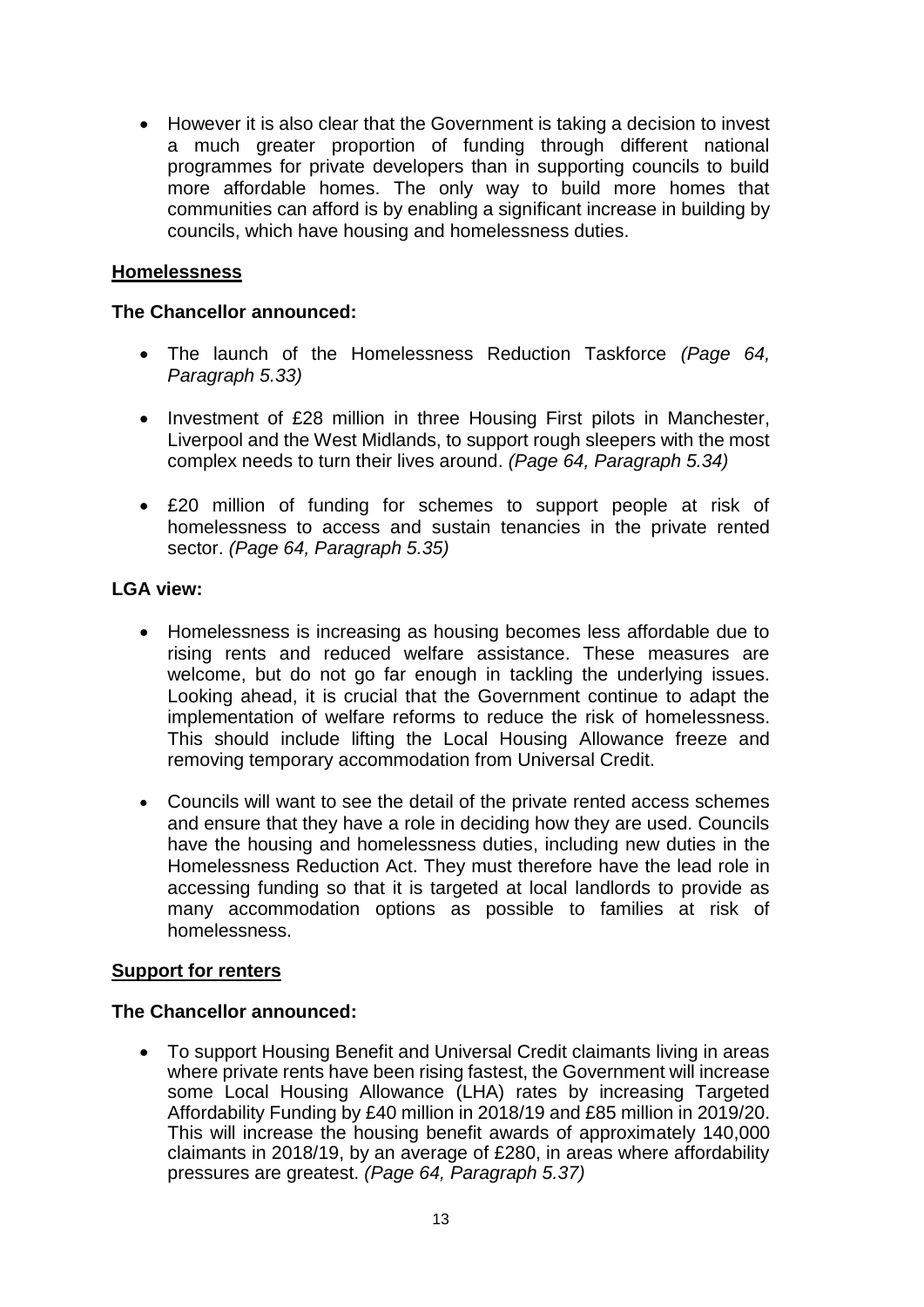- However it is also clear that the Government is taking a decision to invest a much greater proportion of funding through different national programmes for private developers than in supporting councils to build more affordable homes. The only way to build more homes that communities can afford is by enabling a significant increase in building by councils, which have housing and homelessness duties.

## Homelessness

**The Chancellor announced:**

- The launch of the Homelessness Reduction Taskforce *(Page 64, Paragraph 5.33)*

- Investment of £28 million in three Housing First pilots in Manchester, Liverpool and the West Midlands, to support rough sleepers with the most complex needs to turn their lives around. *(Page 64, Paragraph 5.34)*

- £20 million of funding for schemes to support people at risk of homelessness to access and sustain tenancies in the private rented sector. *(Page 64, Paragraph 5.35)*

**LGA view:**

- Homelessness is increasing as housing becomes less affordable due to rising rents and reduced welfare assistance. These measures are welcome, but do not go far enough in tackling the underlying issues. Looking ahead, it is crucial that the Government continue to adapt the implementation of welfare reforms to reduce the risk of homelessness. This should include lifting the Local Housing Allowance freeze and removing temporary accommodation from Universal Credit.

- Councils will want to see the detail of the private rented access schemes and ensure that they have a role in deciding how they are used. Councils have the housing and homelessness duties, including new duties in the Homelessness Reduction Act. They must therefore have the lead role in accessing funding so that it is targeted at local landlords to provide as many accommodation options as possible to families at risk of homelessness.

## Support for renters

**The Chancellor announced:**

- To support Housing Benefit and Universal Credit claimants living in areas where private rents have been rising fastest, the Government will increase some Local Housing Allowance (LHA) rates by increasing Targeted Affordability Funding by £40 million in 2018/19 and £85 million in 2019/20. This will increase the housing benefit awards of approximately 140,000 claimants in 2018/19, by an average of £280, in areas where affordability pressures are greatest. *(Page 64, Paragraph 5.37)*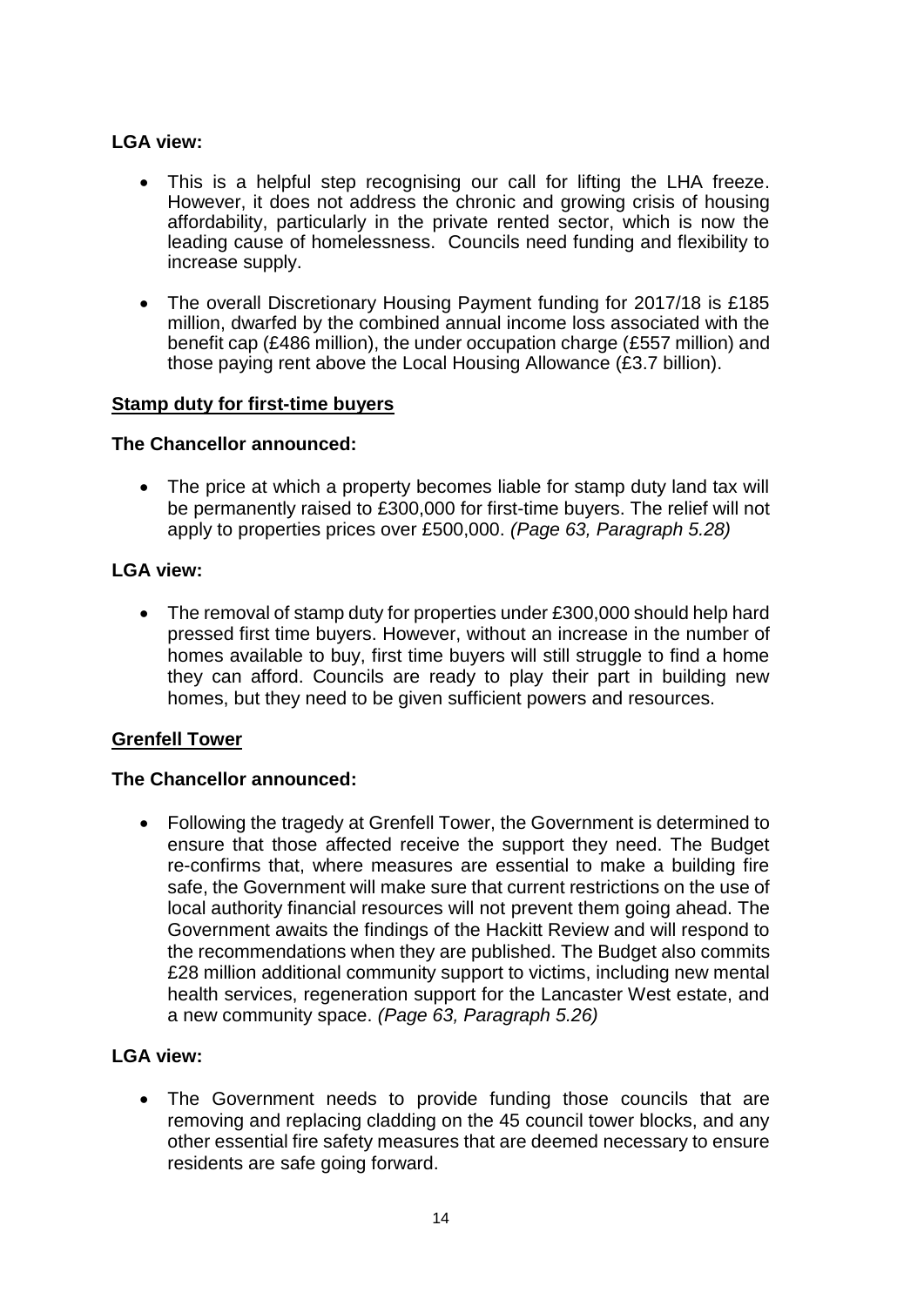**LGA view:**

- This is a helpful step recognising our call for lifting the LHA freeze. However, it does not address the chronic and growing crisis of housing affordability, particularly in the private rented sector, which is now the leading cause of homelessness. Councils need funding and flexibility to increase supply.
- The overall Discretionary Housing Payment funding for 2017/18 is £185 million, dwarfed by the combined annual income loss associated with the benefit cap (£486 million), the under occupation charge (£557 million) and those paying rent above the Local Housing Allowance (£3.7 billion).

**Stamp duty for first-time buyers**

**The Chancellor announced:**

- The price at which a property becomes liable for stamp duty land tax will be permanently raised to £300,000 for first-time buyers. The relief will not apply to properties prices over £500,000. *(Page 63, Paragraph 5.28)*

**LGA view:**

- The removal of stamp duty for properties under £300,000 should help hard pressed first time buyers. However, without an increase in the number of homes available to buy, first time buyers will still struggle to find a home they can afford. Councils are ready to play their part in building new homes, but they need to be given sufficient powers and resources.

**Grenfell Tower**

**The Chancellor announced:**

- Following the tragedy at Grenfell Tower, the Government is determined to ensure that those affected receive the support they need. The Budget re-confirms that, where measures are essential to make a building fire safe, the Government will make sure that current restrictions on the use of local authority financial resources will not prevent them going ahead. The Government awaits the findings of the Hackitt Review and will respond to the recommendations when they are published. The Budget also commits £28 million additional community support to victims, including new mental health services, regeneration support for the Lancaster West estate, and a new community space. *(Page 63, Paragraph 5.26)*

**LGA view:**

- The Government needs to provide funding those councils that are removing and replacing cladding on the 45 council tower blocks, and any other essential fire safety measures that are deemed necessary to ensure residents are safe going forward.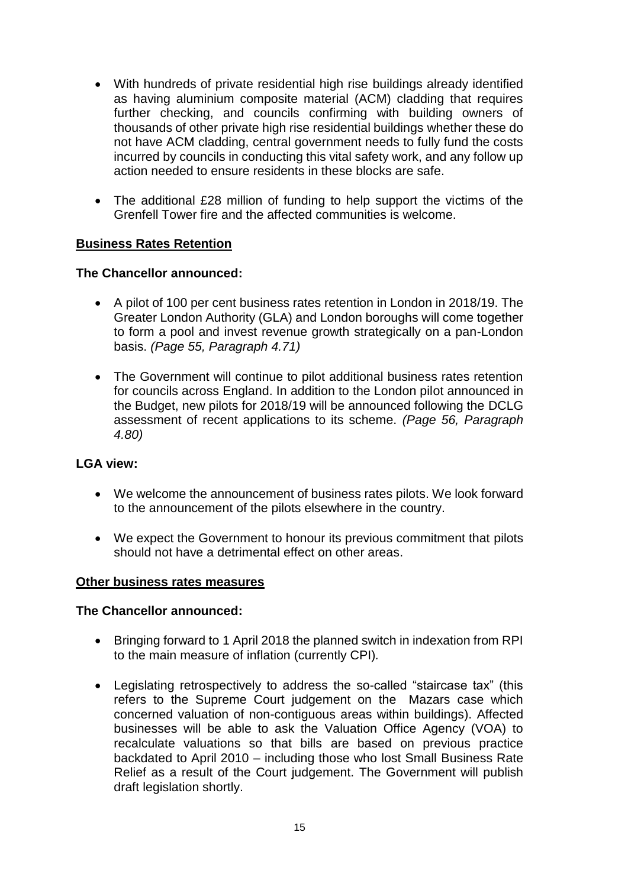- With hundreds of private residential high rise buildings already identified as having aluminium composite material (ACM) cladding that requires further checking, and councils confirming with building owners of thousands of other private high rise residential buildings whether these do not have ACM cladding, central government needs to fully fund the costs incurred by councils in conducting this vital safety work, and any follow up action needed to ensure residents in these blocks are safe.

- The additional £28 million of funding to help support the victims of the Grenfell Tower fire and the affected communities is welcome.

## Business Rates Retention

**The Chancellor announced:**

- A pilot of 100 per cent business rates retention in London in 2018/19. The Greater London Authority (GLA) and London boroughs will come together to form a pool and invest revenue growth strategically on a pan-London basis. *(Page 55, Paragraph 4.71)*

- The Government will continue to pilot additional business rates retention for councils across England. In addition to the London pilot announced in the Budget, new pilots for 2018/19 will be announced following the DCLG assessment of recent applications to its scheme. *(Page 56, Paragraph 4.80)*

**LGA view:**

- We welcome the announcement of business rates pilots. We look forward to the announcement of the pilots elsewhere in the country.

- We expect the Government to honour its previous commitment that pilots should not have a detrimental effect on other areas.

## Other business rates measures

**The Chancellor announced:**

- Bringing forward to 1 April 2018 the planned switch in indexation from RPI to the main measure of inflation (currently CPI).

- Legislating retrospectively to address the so-called "staircase tax" (this refers to the Supreme Court judgement on the Mazars case which concerned valuation of non-contiguous areas within buildings). Affected businesses will be able to ask the Valuation Office Agency (VOA) to recalculate valuations so that bills are based on previous practice backdated to April 2010 – including those who lost Small Business Rate Relief as a result of the Court judgement. The Government will publish draft legislation shortly.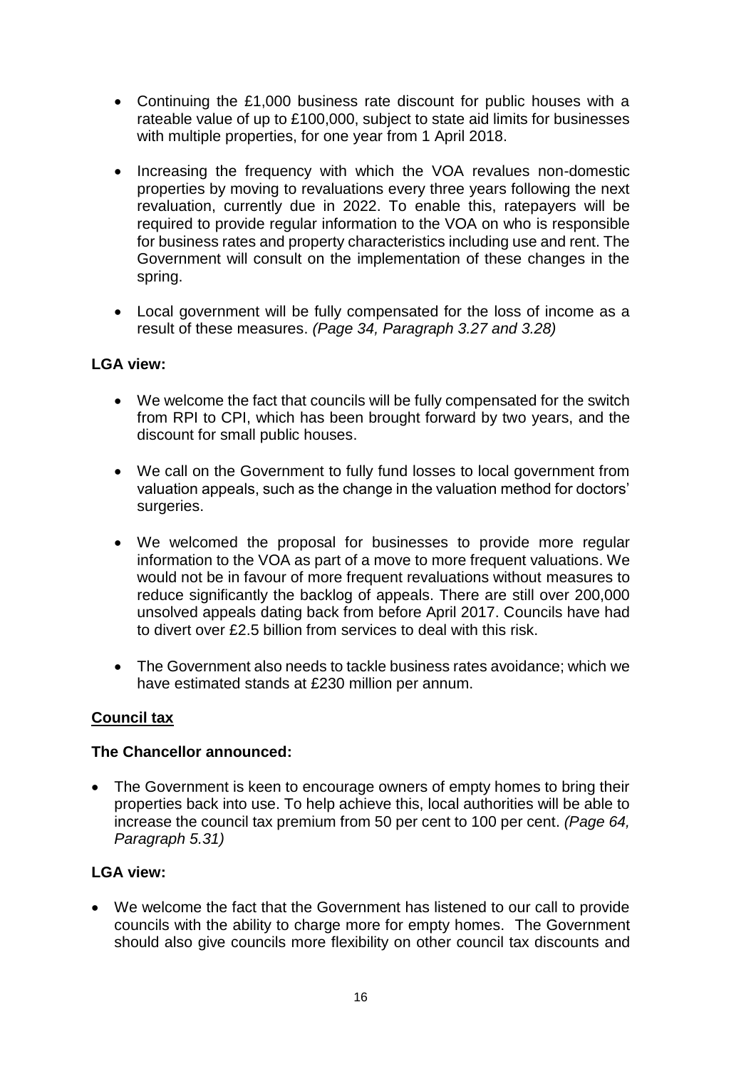- Continuing the £1,000 business rate discount for public houses with a rateable value of up to £100,000, subject to state aid limits for businesses with multiple properties, for one year from 1 April 2018.

- Increasing the frequency with which the VOA revalues non-domestic properties by moving to revaluations every three years following the next revaluation, currently due in 2022. To enable this, ratepayers will be required to provide regular information to the VOA on who is responsible for business rates and property characteristics including use and rent. The Government will consult on the implementation of these changes in the spring.

- Local government will be fully compensated for the loss of income as a result of these measures. *(Page 34, Paragraph 3.27 and 3.28)*

**LGA view:**

- We welcome the fact that councils will be fully compensated for the switch from RPI to CPI, which has been brought forward by two years, and the discount for small public houses.

- We call on the Government to fully fund losses to local government from valuation appeals, such as the change in the valuation method for doctors' surgeries.

- We welcomed the proposal for businesses to provide more regular information to the VOA as part of a move to more frequent valuations. We would not be in favour of more frequent revaluations without measures to reduce significantly the backlog of appeals. There are still over 200,000 unsolved appeals dating back from before April 2017. Councils have had to divert over £2.5 billion from services to deal with this risk.

- The Government also needs to tackle business rates avoidance; which we have estimated stands at £230 million per annum.

**<u>Council tax</u>**

**The Chancellor announced:**

- The Government is keen to encourage owners of empty homes to bring their properties back into use. To help achieve this, local authorities will be able to increase the council tax premium from 50 per cent to 100 per cent. *(Page 64, Paragraph 5.31)*

**LGA view:**

- We welcome the fact that the Government has listened to our call to provide councils with the ability to charge more for empty homes. The Government should also give councils more flexibility on other council tax discounts and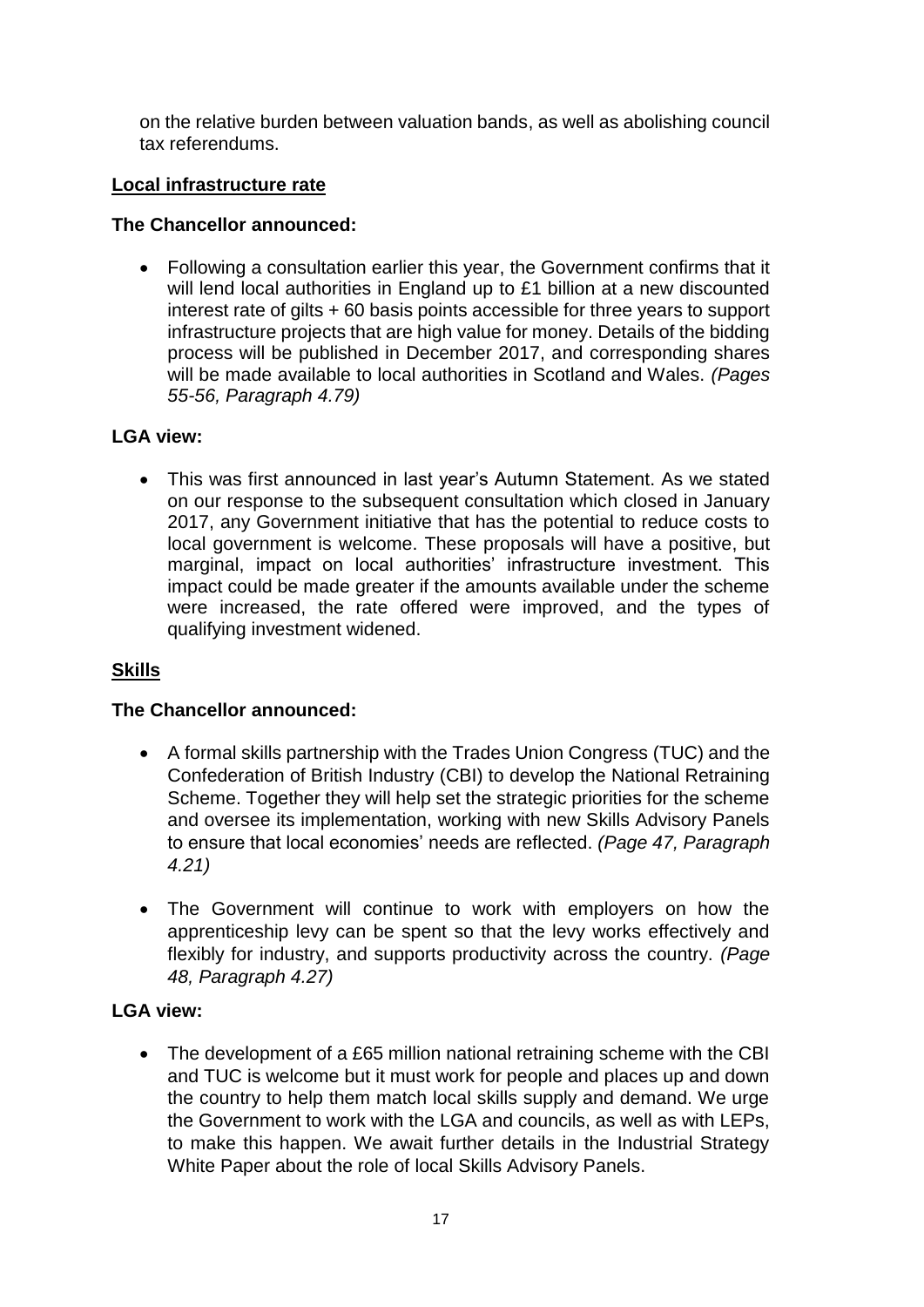on the relative burden between valuation bands, as well as abolishing council tax referendums.

**Local infrastructure rate**

**The Chancellor announced:**

- Following a consultation earlier this year, the Government confirms that it will lend local authorities in England up to £1 billion at a new discounted interest rate of gilts + 60 basis points accessible for three years to support infrastructure projects that are high value for money. Details of the bidding process will be published in December 2017, and corresponding shares will be made available to local authorities in Scotland and Wales. *(Pages 55-56, Paragraph 4.79)*

**LGA view:**

- This was first announced in last year's Autumn Statement. As we stated on our response to the subsequent consultation which closed in January 2017, any Government initiative that has the potential to reduce costs to local government is welcome. These proposals will have a positive, but marginal, impact on local authorities' infrastructure investment. This impact could be made greater if the amounts available under the scheme were increased, the rate offered were improved, and the types of qualifying investment widened.

**Skills**

**The Chancellor announced:**

- A formal skills partnership with the Trades Union Congress (TUC) and the Confederation of British Industry (CBI) to develop the National Retraining Scheme. Together they will help set the strategic priorities for the scheme and oversee its implementation, working with new Skills Advisory Panels to ensure that local economies' needs are reflected. *(Page 47, Paragraph 4.21)*
- The Government will continue to work with employers on how the apprenticeship levy can be spent so that the levy works effectively and flexibly for industry, and supports productivity across the country. *(Page 48, Paragraph 4.27)*

**LGA view:**

- The development of a £65 million national retraining scheme with the CBI and TUC is welcome but it must work for people and places up and down the country to help them match local skills supply and demand. We urge the Government to work with the LGA and councils, as well as with LEPs, to make this happen. We await further details in the Industrial Strategy White Paper about the role of local Skills Advisory Panels.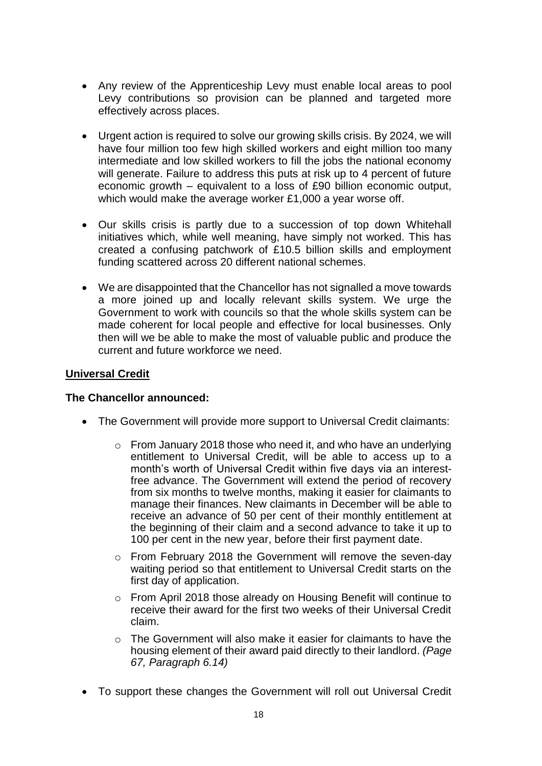- Any review of the Apprenticeship Levy must enable local areas to pool Levy contributions so provision can be planned and targeted more effectively across places.

- Urgent action is required to solve our growing skills crisis. By 2024, we will have four million too few high skilled workers and eight million too many intermediate and low skilled workers to fill the jobs the national economy will generate. Failure to address this puts at risk up to 4 percent of future economic growth – equivalent to a loss of £90 billion economic output, which would make the average worker £1,000 a year worse off.

- Our skills crisis is partly due to a succession of top down Whitehall initiatives which, while well meaning, have simply not worked. This has created a confusing patchwork of £10.5 billion skills and employment funding scattered across 20 different national schemes.

- We are disappointed that the Chancellor has not signalled a move towards a more joined up and locally relevant skills system. We urge the Government to work with councils so that the whole skills system can be made coherent for local people and effective for local businesses. Only then will we be able to make the most of valuable public and produce the current and future workforce we need.

**<u>Universal Credit</u>**

**The Chancellor announced:**

- The Government will provide more support to Universal Credit claimants:
  - From January 2018 those who need it, and who have an underlying entitlement to Universal Credit, will be able to access up to a month's worth of Universal Credit within five days via an interest-free advance. The Government will extend the period of recovery from six months to twelve months, making it easier for claimants to manage their finances. New claimants in December will be able to receive an advance of 50 per cent of their monthly entitlement at the beginning of their claim and a second advance to take it up to 100 per cent in the new year, before their first payment date.
  - From February 2018 the Government will remove the seven-day waiting period so that entitlement to Universal Credit starts on the first day of application.
  - From April 2018 those already on Housing Benefit will continue to receive their award for the first two weeks of their Universal Credit claim.
  - The Government will also make it easier for claimants to have the housing element of their award paid directly to their landlord. *(Page 67, Paragraph 6.14)*

- To support these changes the Government will roll out Universal Credit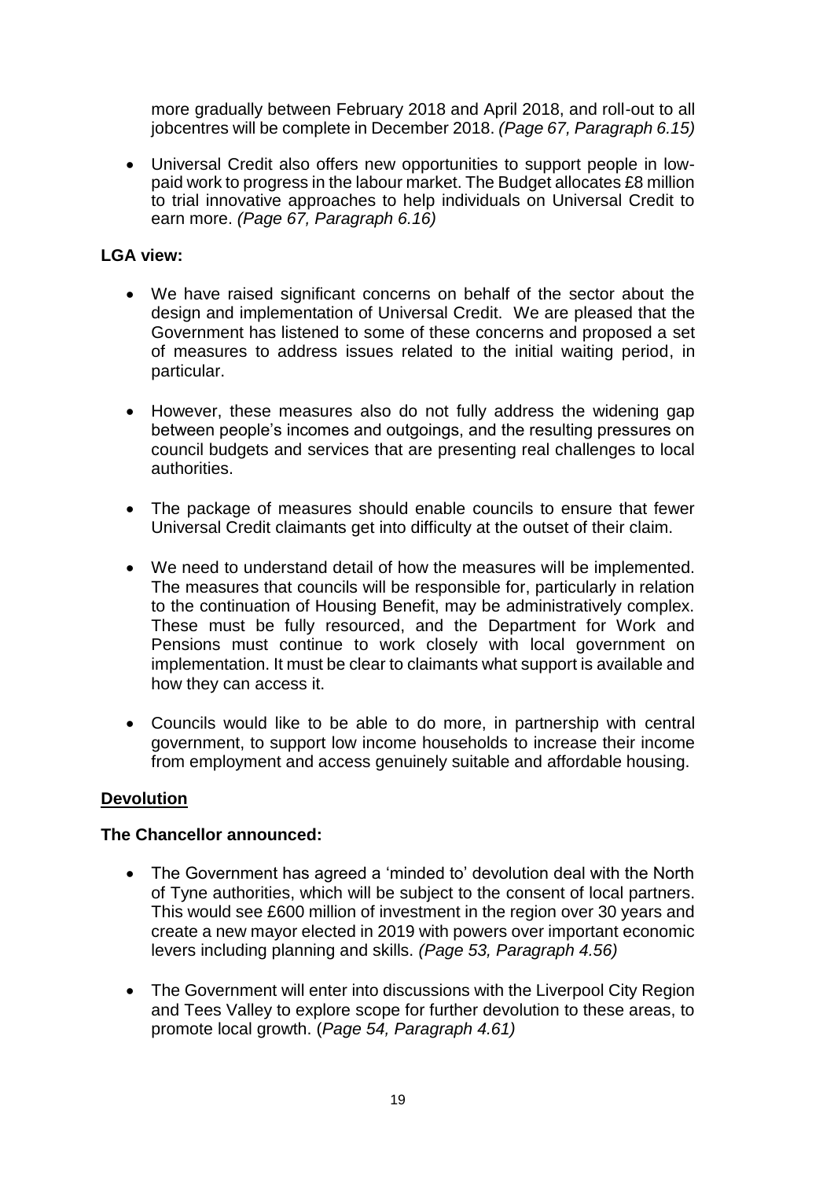more gradually between February 2018 and April 2018, and roll-out to all jobcentres will be complete in December 2018. *(Page 67, Paragraph 6.15)*

- Universal Credit also offers new opportunities to support people in low-paid work to progress in the labour market. The Budget allocates £8 million to trial innovative approaches to help individuals on Universal Credit to earn more. *(Page 67, Paragraph 6.16)*

**LGA view:**

- We have raised significant concerns on behalf of the sector about the design and implementation of Universal Credit. We are pleased that the Government has listened to some of these concerns and proposed a set of measures to address issues related to the initial waiting period, in particular.

- However, these measures also do not fully address the widening gap between people's incomes and outgoings, and the resulting pressures on council budgets and services that are presenting real challenges to local authorities.

- The package of measures should enable councils to ensure that fewer Universal Credit claimants get into difficulty at the outset of their claim.

- We need to understand detail of how the measures will be implemented. The measures that councils will be responsible for, particularly in relation to the continuation of Housing Benefit, may be administratively complex. These must be fully resourced, and the Department for Work and Pensions must continue to work closely with local government on implementation. It must be clear to claimants what support is available and how they can access it.

- Councils would like to be able to do more, in partnership with central government, to support low income households to increase their income from employment and access genuinely suitable and affordable housing.

## Devolution

**The Chancellor announced:**

- The Government has agreed a 'minded to' devolution deal with the North of Tyne authorities, which will be subject to the consent of local partners. This would see £600 million of investment in the region over 30 years and create a new mayor elected in 2019 with powers over important economic levers including planning and skills. *(Page 53, Paragraph 4.56)*

- The Government will enter into discussions with the Liverpool City Region and Tees Valley to explore scope for further devolution to these areas, to promote local growth. (*Page 54, Paragraph 4.61)*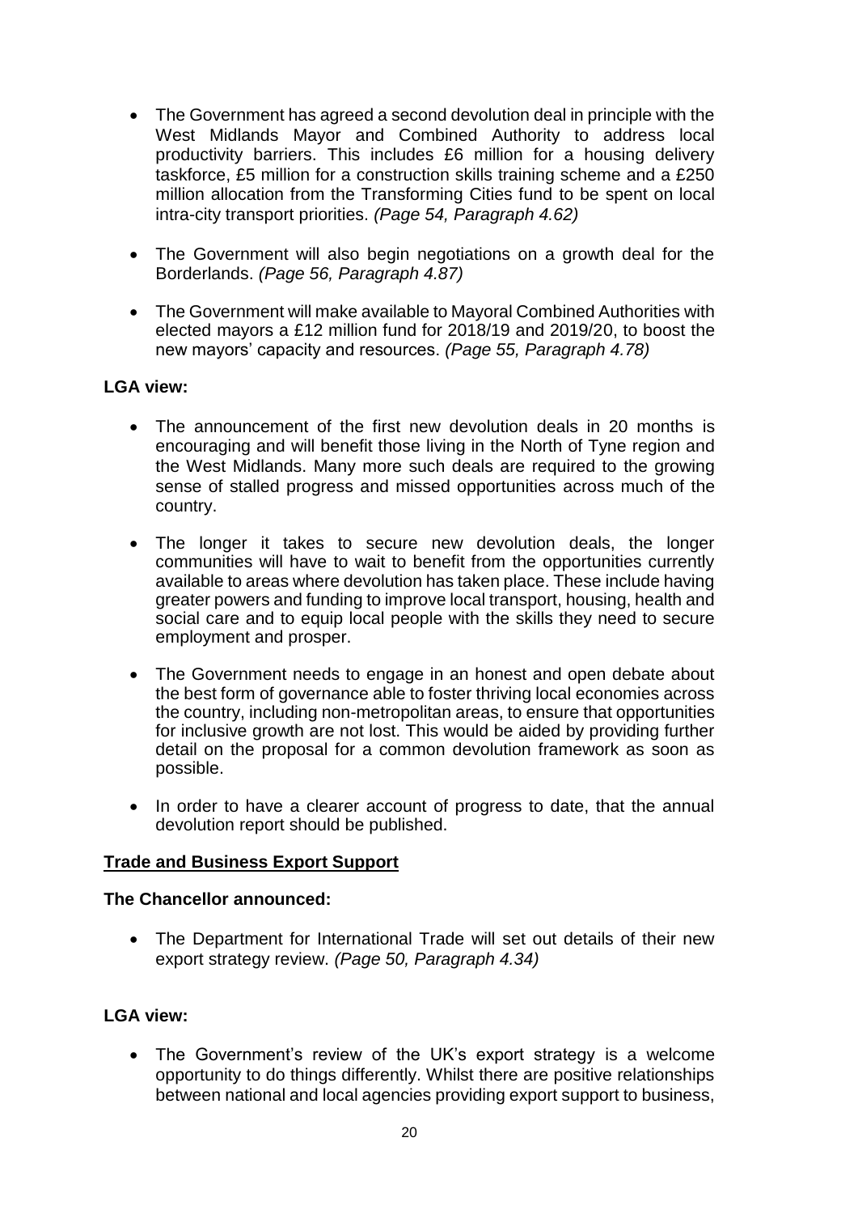- The Government has agreed a second devolution deal in principle with the West Midlands Mayor and Combined Authority to address local productivity barriers. This includes £6 million for a housing delivery taskforce, £5 million for a construction skills training scheme and a £250 million allocation from the Transforming Cities fund to be spent on local intra-city transport priorities. *(Page 54, Paragraph 4.62)*

- The Government will also begin negotiations on a growth deal for the Borderlands. *(Page 56, Paragraph 4.87)*

- The Government will make available to Mayoral Combined Authorities with elected mayors a £12 million fund for 2018/19 and 2019/20, to boost the new mayors' capacity and resources. *(Page 55, Paragraph 4.78)*

**LGA view:**

- The announcement of the first new devolution deals in 20 months is encouraging and will benefit those living in the North of Tyne region and the West Midlands. Many more such deals are required to the growing sense of stalled progress and missed opportunities across much of the country.

- The longer it takes to secure new devolution deals, the longer communities will have to wait to benefit from the opportunities currently available to areas where devolution has taken place. These include having greater powers and funding to improve local transport, housing, health and social care and to equip local people with the skills they need to secure employment and prosper.

- The Government needs to engage in an honest and open debate about the best form of governance able to foster thriving local economies across the country, including non-metropolitan areas, to ensure that opportunities for inclusive growth are not lost. This would be aided by providing further detail on the proposal for a common devolution framework as soon as possible.

- In order to have a clearer account of progress to date, that the annual devolution report should be published.

**Trade and Business Export Support**

**The Chancellor announced:**

- The Department for International Trade will set out details of their new export strategy review. *(Page 50, Paragraph 4.34)*

**LGA view:**

- The Government's review of the UK's export strategy is a welcome opportunity to do things differently. Whilst there are positive relationships between national and local agencies providing export support to business,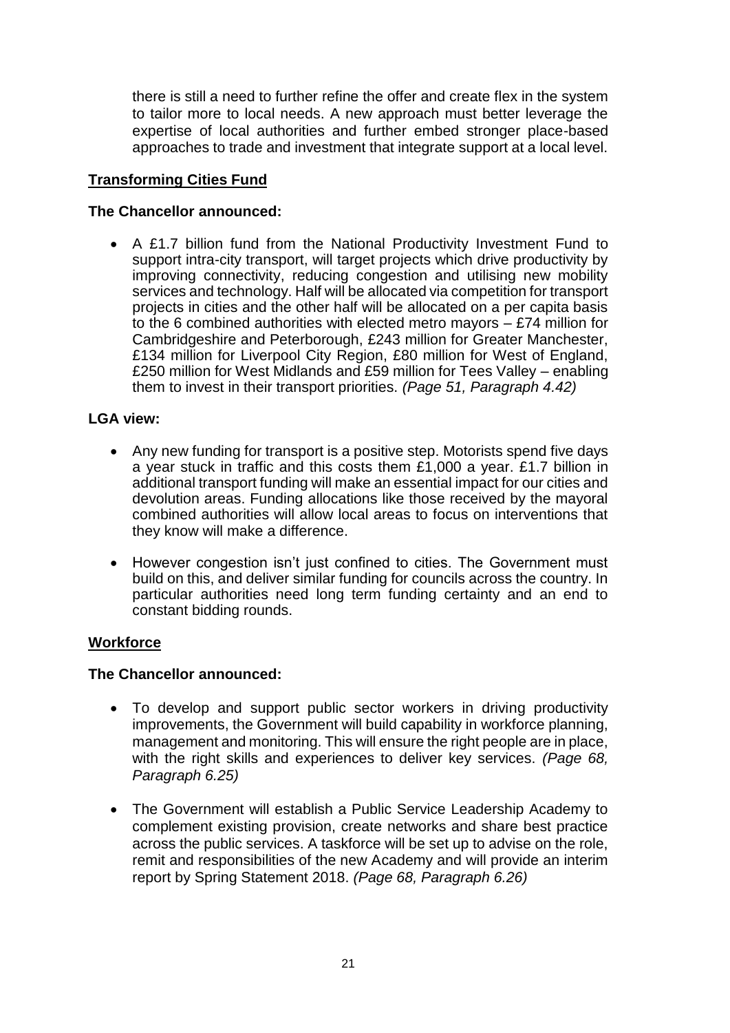there is still a need to further refine the offer and create flex in the system to tailor more to local needs. A new approach must better leverage the expertise of local authorities and further embed stronger place-based approaches to trade and investment that integrate support at a local level.

## Transforming Cities Fund

**The Chancellor announced:**

- A £1.7 billion fund from the National Productivity Investment Fund to support intra-city transport, will target projects which drive productivity by improving connectivity, reducing congestion and utilising new mobility services and technology. Half will be allocated via competition for transport projects in cities and the other half will be allocated on a per capita basis to the 6 combined authorities with elected metro mayors – £74 million for Cambridgeshire and Peterborough, £243 million for Greater Manchester, £134 million for Liverpool City Region, £80 million for West of England, £250 million for West Midlands and £59 million for Tees Valley – enabling them to invest in their transport priorities. *(Page 51, Paragraph 4.42)*

**LGA view:**

- Any new funding for transport is a positive step. Motorists spend five days a year stuck in traffic and this costs them £1,000 a year. £1.7 billion in additional transport funding will make an essential impact for our cities and devolution areas. Funding allocations like those received by the mayoral combined authorities will allow local areas to focus on interventions that they know will make a difference.
- However congestion isn't just confined to cities. The Government must build on this, and deliver similar funding for councils across the country. In particular authorities need long term funding certainty and an end to constant bidding rounds.

## Workforce

**The Chancellor announced:**

- To develop and support public sector workers in driving productivity improvements, the Government will build capability in workforce planning, management and monitoring. This will ensure the right people are in place, with the right skills and experiences to deliver key services. *(Page 68, Paragraph 6.25)*
- The Government will establish a Public Service Leadership Academy to complement existing provision, create networks and share best practice across the public services. A taskforce will be set up to advise on the role, remit and responsibilities of the new Academy and will provide an interim report by Spring Statement 2018. *(Page 68, Paragraph 6.26)*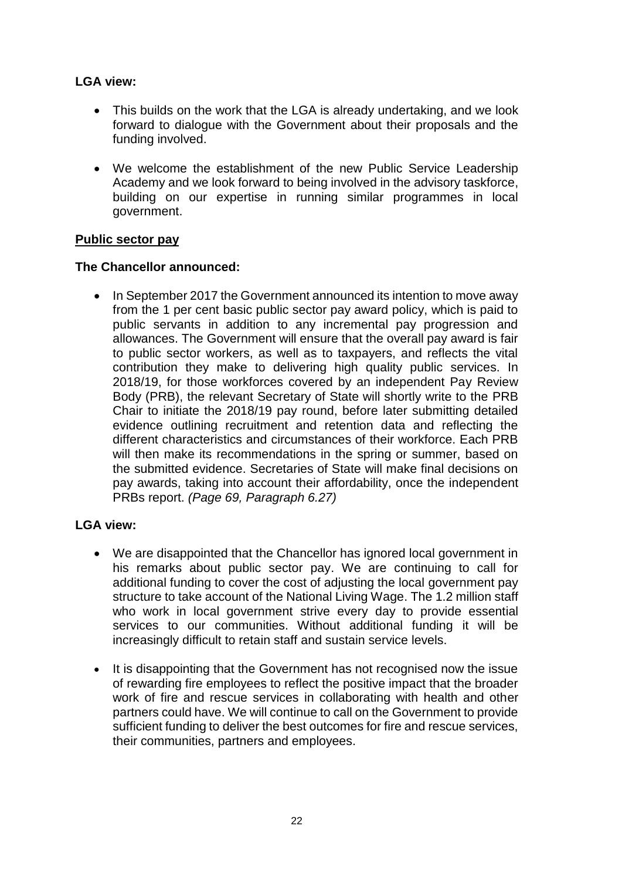**LGA view:**

- This builds on the work that the LGA is already undertaking, and we look forward to dialogue with the Government about their proposals and the funding involved.

- We welcome the establishment of the new Public Service Leadership Academy and we look forward to being involved in the advisory taskforce, building on our expertise in running similar programmes in local government.

**Public sector pay**

**The Chancellor announced:**

- In September 2017 the Government announced its intention to move away from the 1 per cent basic public sector pay award policy, which is paid to public servants in addition to any incremental pay progression and allowances. The Government will ensure that the overall pay award is fair to public sector workers, as well as to taxpayers, and reflects the vital contribution they make to delivering high quality public services. In 2018/19, for those workforces covered by an independent Pay Review Body (PRB), the relevant Secretary of State will shortly write to the PRB Chair to initiate the 2018/19 pay round, before later submitting detailed evidence outlining recruitment and retention data and reflecting the different characteristics and circumstances of their workforce. Each PRB will then make its recommendations in the spring or summer, based on the submitted evidence. Secretaries of State will make final decisions on pay awards, taking into account their affordability, once the independent PRBs report. *(Page 69, Paragraph 6.27)*

**LGA view:**

- We are disappointed that the Chancellor has ignored local government in his remarks about public sector pay. We are continuing to call for additional funding to cover the cost of adjusting the local government pay structure to take account of the National Living Wage. The 1.2 million staff who work in local government strive every day to provide essential services to our communities. Without additional funding it will be increasingly difficult to retain staff and sustain service levels.

- It is disappointing that the Government has not recognised now the issue of rewarding fire employees to reflect the positive impact that the broader work of fire and rescue services in collaborating with health and other partners could have. We will continue to call on the Government to provide sufficient funding to deliver the best outcomes for fire and rescue services, their communities, partners and employees.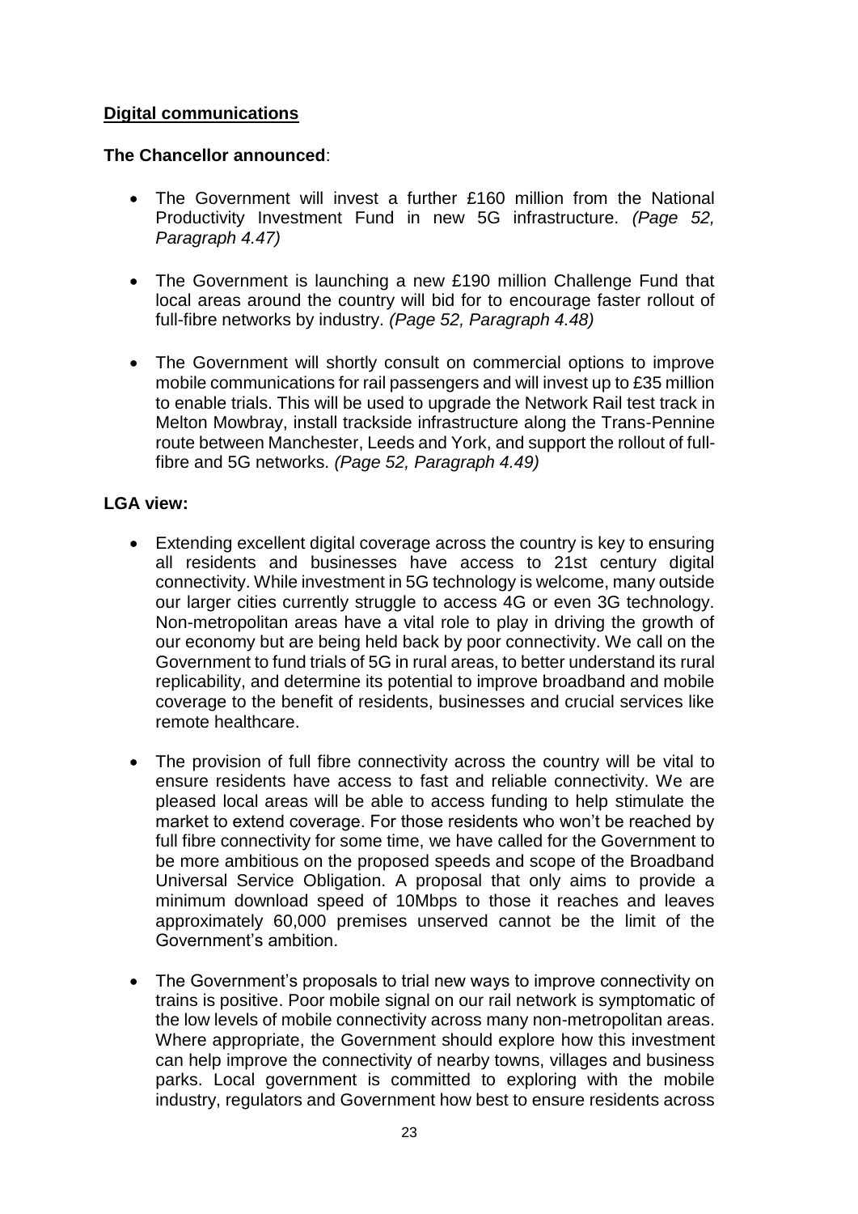**Digital communications**

**The Chancellor announced**:

- The Government will invest a further £160 million from the National Productivity Investment Fund in new 5G infrastructure. *(Page 52, Paragraph 4.47)*

- The Government is launching a new £190 million Challenge Fund that local areas around the country will bid for to encourage faster rollout of full-fibre networks by industry. *(Page 52, Paragraph 4.48)*

- The Government will shortly consult on commercial options to improve mobile communications for rail passengers and will invest up to £35 million to enable trials. This will be used to upgrade the Network Rail test track in Melton Mowbray, install trackside infrastructure along the Trans-Pennine route between Manchester, Leeds and York, and support the rollout of full-fibre and 5G networks. *(Page 52, Paragraph 4.49)*

**LGA view:**

- Extending excellent digital coverage across the country is key to ensuring all residents and businesses have access to 21st century digital connectivity. While investment in 5G technology is welcome, many outside our larger cities currently struggle to access 4G or even 3G technology. Non-metropolitan areas have a vital role to play in driving the growth of our economy but are being held back by poor connectivity. We call on the Government to fund trials of 5G in rural areas, to better understand its rural replicability, and determine its potential to improve broadband and mobile coverage to the benefit of residents, businesses and crucial services like remote healthcare.

- The provision of full fibre connectivity across the country will be vital to ensure residents have access to fast and reliable connectivity. We are pleased local areas will be able to access funding to help stimulate the market to extend coverage. For those residents who won't be reached by full fibre connectivity for some time, we have called for the Government to be more ambitious on the proposed speeds and scope of the Broadband Universal Service Obligation. A proposal that only aims to provide a minimum download speed of 10Mbps to those it reaches and leaves approximately 60,000 premises unserved cannot be the limit of the Government's ambition.

- The Government's proposals to trial new ways to improve connectivity on trains is positive. Poor mobile signal on our rail network is symptomatic of the low levels of mobile connectivity across many non-metropolitan areas. Where appropriate, the Government should explore how this investment can help improve the connectivity of nearby towns, villages and business parks. Local government is committed to exploring with the mobile industry, regulators and Government how best to ensure residents across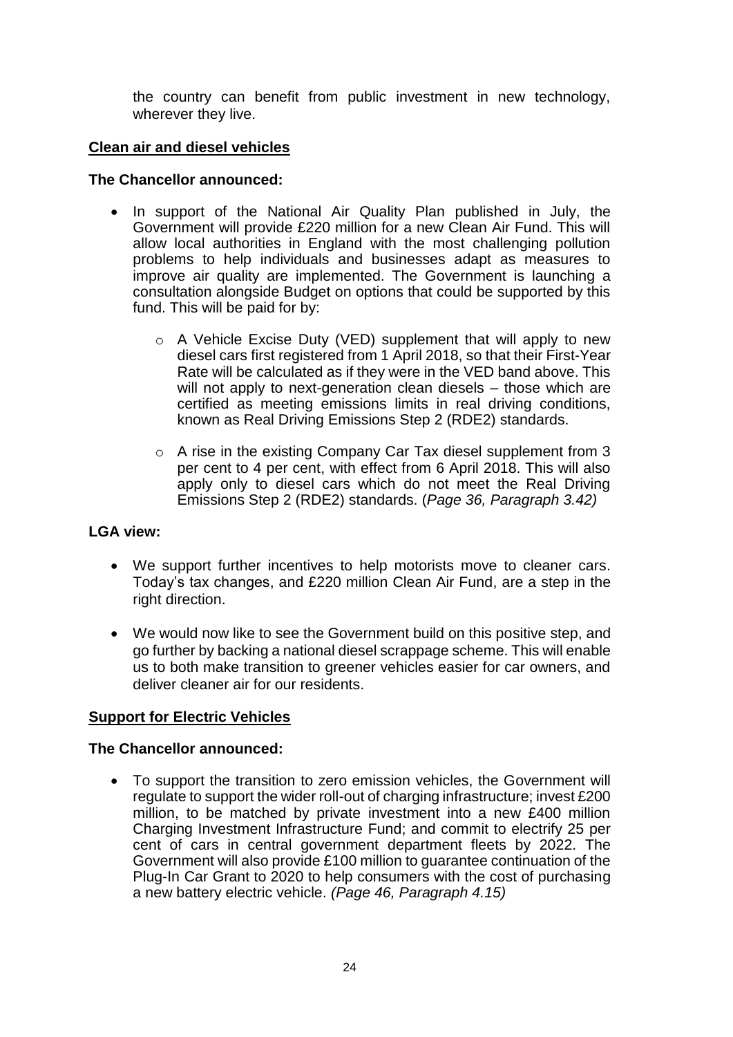the country can benefit from public investment in new technology, wherever they live.

## Clean air and diesel vehicles

**The Chancellor announced:**

- In support of the National Air Quality Plan published in July, the Government will provide £220 million for a new Clean Air Fund. This will allow local authorities in England with the most challenging pollution problems to help individuals and businesses adapt as measures to improve air quality are implemented. The Government is launching a consultation alongside Budget on options that could be supported by this fund. This will be paid for by:
    - A Vehicle Excise Duty (VED) supplement that will apply to new diesel cars first registered from 1 April 2018, so that their First-Year Rate will be calculated as if they were in the VED band above. This will not apply to next-generation clean diesels – those which are certified as meeting emissions limits in real driving conditions, known as Real Driving Emissions Step 2 (RDE2) standards.
    - A rise in the existing Company Car Tax diesel supplement from 3 per cent to 4 per cent, with effect from 6 April 2018. This will also apply only to diesel cars which do not meet the Real Driving Emissions Step 2 (RDE2) standards. (*Page 36, Paragraph 3.42)*

**LGA view:**

- We support further incentives to help motorists move to cleaner cars. Today's tax changes, and £220 million Clean Air Fund, are a step in the right direction.
- We would now like to see the Government build on this positive step, and go further by backing a national diesel scrappage scheme. This will enable us to both make transition to greener vehicles easier for car owners, and deliver cleaner air for our residents.

## Support for Electric Vehicles

**The Chancellor announced:**

- To support the transition to zero emission vehicles, the Government will regulate to support the wider roll-out of charging infrastructure; invest £200 million, to be matched by private investment into a new £400 million Charging Investment Infrastructure Fund; and commit to electrify 25 per cent of cars in central government department fleets by 2022. The Government will also provide £100 million to guarantee continuation of the Plug-In Car Grant to 2020 to help consumers with the cost of purchasing a new battery electric vehicle. *(Page 46, Paragraph 4.15)*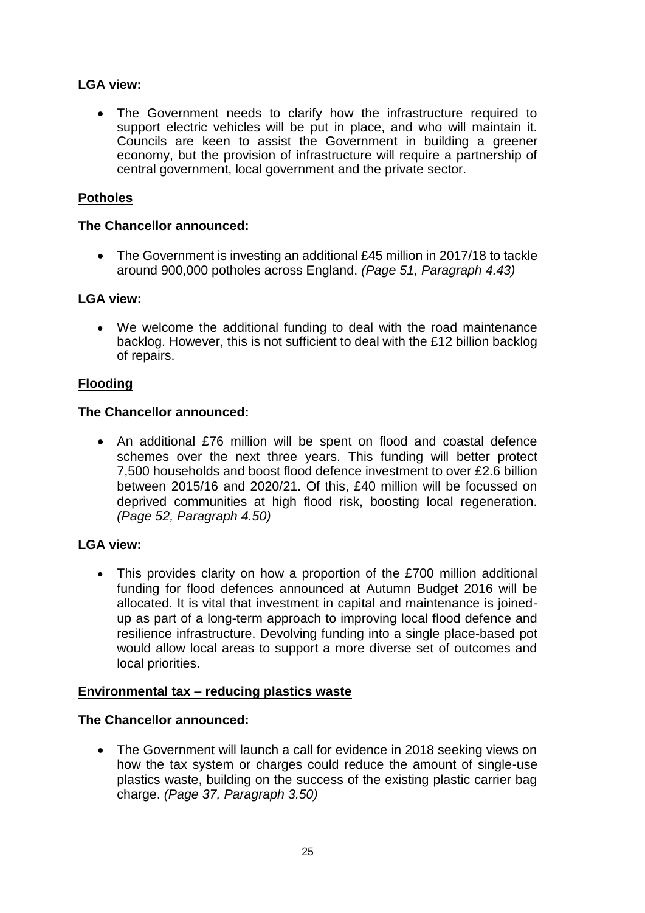**LGA view:**

- The Government needs to clarify how the infrastructure required to support electric vehicles will be put in place, and who will maintain it. Councils are keen to assist the Government in building a greener economy, but the provision of infrastructure will require a partnership of central government, local government and the private sector.

## Potholes

**The Chancellor announced:**

- The Government is investing an additional £45 million in 2017/18 to tackle around 900,000 potholes across England. *(Page 51, Paragraph 4.43)*

**LGA view:**

- We welcome the additional funding to deal with the road maintenance backlog. However, this is not sufficient to deal with the £12 billion backlog of repairs.

## Flooding

**The Chancellor announced:**

- An additional £76 million will be spent on flood and coastal defence schemes over the next three years. This funding will better protect 7,500 households and boost flood defence investment to over £2.6 billion between 2015/16 and 2020/21. Of this, £40 million will be focussed on deprived communities at high flood risk, boosting local regeneration. *(Page 52, Paragraph 4.50)*

**LGA view:**

- This provides clarity on how a proportion of the £700 million additional funding for flood defences announced at Autumn Budget 2016 will be allocated. It is vital that investment in capital and maintenance is joined-up as part of a long-term approach to improving local flood defence and resilience infrastructure. Devolving funding into a single place-based pot would allow local areas to support a more diverse set of outcomes and local priorities.

## Environmental tax – reducing plastics waste

**The Chancellor announced:**

- The Government will launch a call for evidence in 2018 seeking views on how the tax system or charges could reduce the amount of single-use plastics waste, building on the success of the existing plastic carrier bag charge. *(Page 37, Paragraph 3.50)*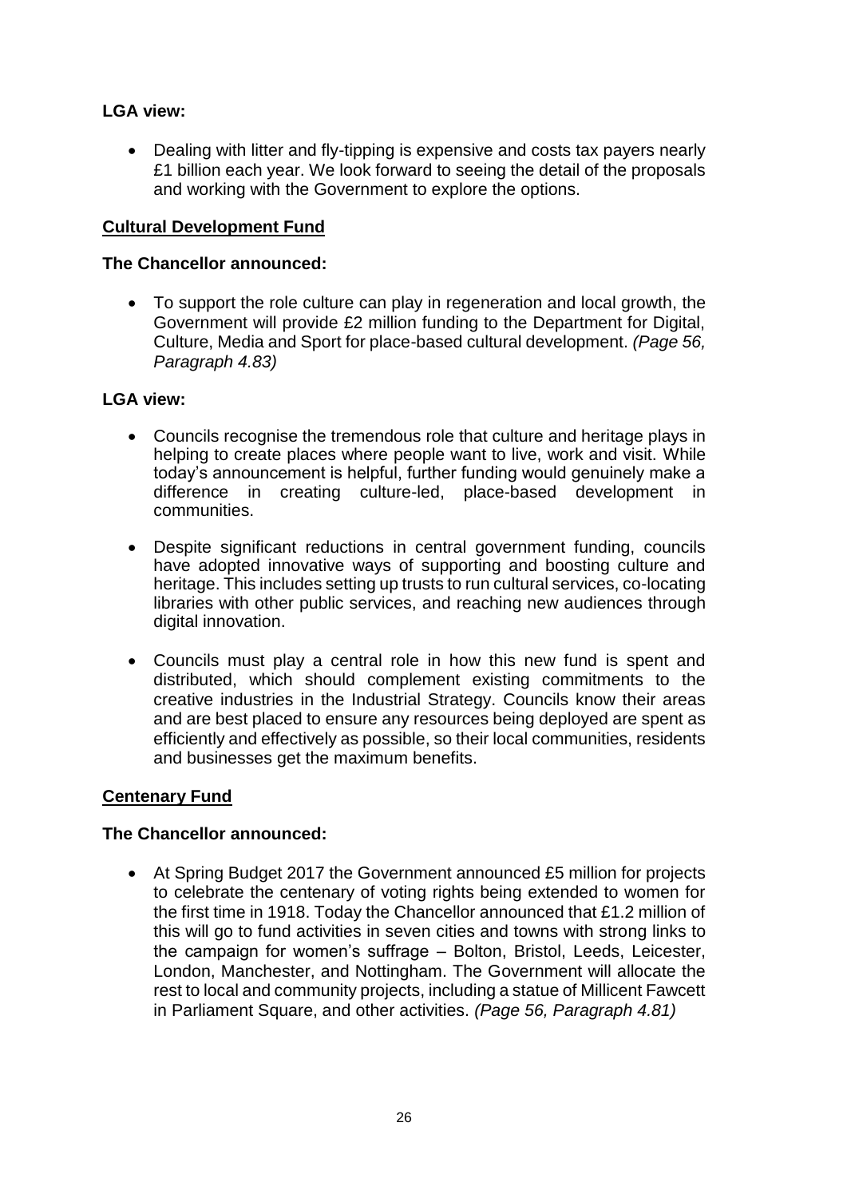**LGA view:**

- Dealing with litter and fly-tipping is expensive and costs tax payers nearly £1 billion each year. We look forward to seeing the detail of the proposals and working with the Government to explore the options.

**Cultural Development Fund**

**The Chancellor announced:**

- To support the role culture can play in regeneration and local growth, the Government will provide £2 million funding to the Department for Digital, Culture, Media and Sport for place-based cultural development. *(Page 56, Paragraph 4.83)*

**LGA view:**

- Councils recognise the tremendous role that culture and heritage plays in helping to create places where people want to live, work and visit. While today's announcement is helpful, further funding would genuinely make a difference in creating culture-led, place-based development in communities.
- Despite significant reductions in central government funding, councils have adopted innovative ways of supporting and boosting culture and heritage. This includes setting up trusts to run cultural services, co-locating libraries with other public services, and reaching new audiences through digital innovation.
- Councils must play a central role in how this new fund is spent and distributed, which should complement existing commitments to the creative industries in the Industrial Strategy. Councils know their areas and are best placed to ensure any resources being deployed are spent as efficiently and effectively as possible, so their local communities, residents and businesses get the maximum benefits.

**Centenary Fund**

**The Chancellor announced:**

- At Spring Budget 2017 the Government announced £5 million for projects to celebrate the centenary of voting rights being extended to women for the first time in 1918. Today the Chancellor announced that £1.2 million of this will go to fund activities in seven cities and towns with strong links to the campaign for women's suffrage – Bolton, Bristol, Leeds, Leicester, London, Manchester, and Nottingham. The Government will allocate the rest to local and community projects, including a statue of Millicent Fawcett in Parliament Square, and other activities. *(Page 56, Paragraph 4.81)*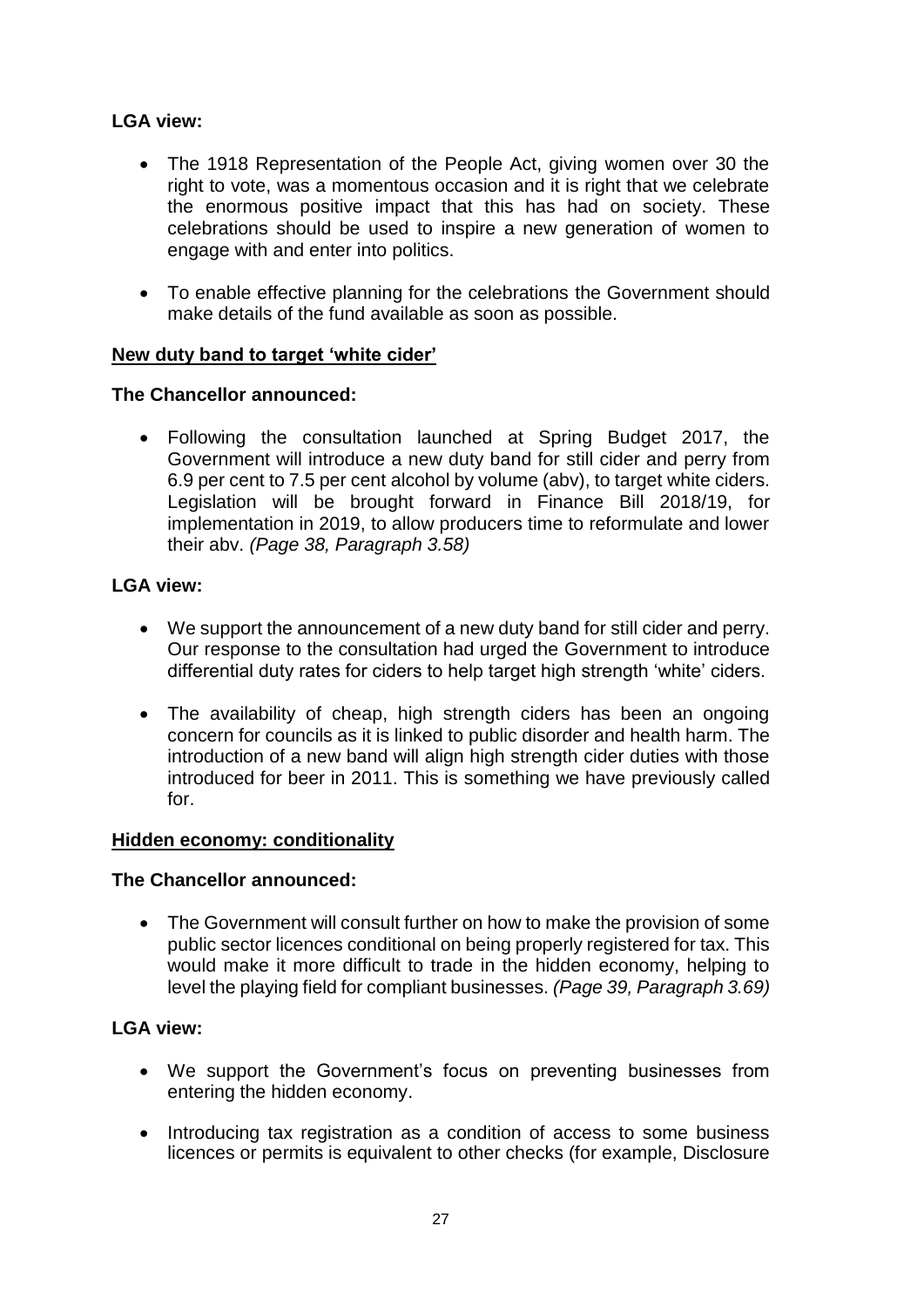**LGA view:**

- The 1918 Representation of the People Act, giving women over 30 the right to vote, was a momentous occasion and it is right that we celebrate the enormous positive impact that this has had on society. These celebrations should be used to inspire a new generation of women to engage with and enter into politics.

- To enable effective planning for the celebrations the Government should make details of the fund available as soon as possible.

**<u>New duty band to target 'white cider'</u>**

**The Chancellor announced:**

- Following the consultation launched at Spring Budget 2017, the Government will introduce a new duty band for still cider and perry from 6.9 per cent to 7.5 per cent alcohol by volume (abv), to target white ciders. Legislation will be brought forward in Finance Bill 2018/19, for implementation in 2019, to allow producers time to reformulate and lower their abv. *(Page 38, Paragraph 3.58)*

**LGA view:**

- We support the announcement of a new duty band for still cider and perry. Our response to the consultation had urged the Government to introduce differential duty rates for ciders to help target high strength 'white' ciders.

- The availability of cheap, high strength ciders has been an ongoing concern for councils as it is linked to public disorder and health harm. The introduction of a new band will align high strength cider duties with those introduced for beer in 2011. This is something we have previously called for.

**<u>Hidden economy: conditionality</u>**

**The Chancellor announced:**

- The Government will consult further on how to make the provision of some public sector licences conditional on being properly registered for tax. This would make it more difficult to trade in the hidden economy, helping to level the playing field for compliant businesses. *(Page 39, Paragraph 3.69)*

**LGA view:**

- We support the Government's focus on preventing businesses from entering the hidden economy.

- Introducing tax registration as a condition of access to some business licences or permits is equivalent to other checks (for example, Disclosure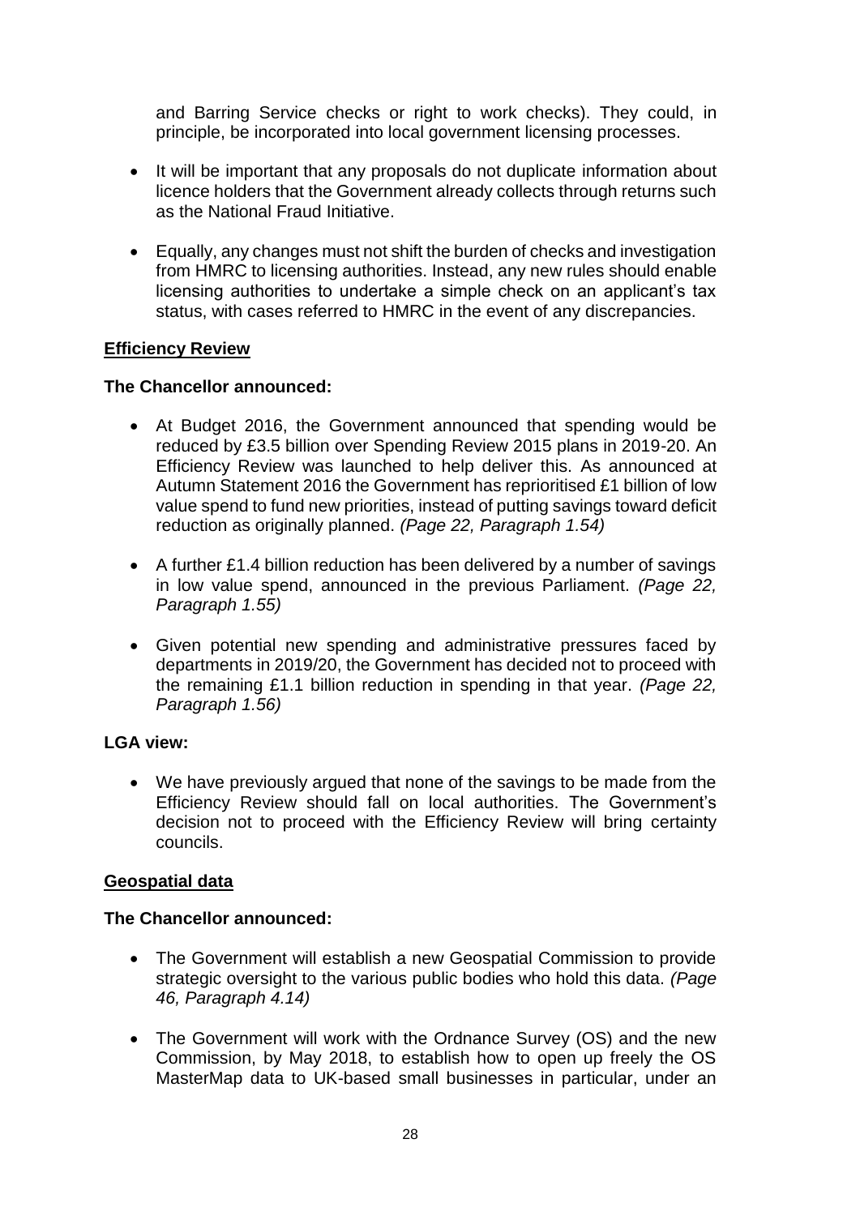and Barring Service checks or right to work checks). They could, in principle, be incorporated into local government licensing processes.

- It will be important that any proposals do not duplicate information about licence holders that the Government already collects through returns such as the National Fraud Initiative.

- Equally, any changes must not shift the burden of checks and investigation from HMRC to licensing authorities. Instead, any new rules should enable licensing authorities to undertake a simple check on an applicant's tax status, with cases referred to HMRC in the event of any discrepancies.

**Efficiency Review**

**The Chancellor announced:**

- At Budget 2016, the Government announced that spending would be reduced by £3.5 billion over Spending Review 2015 plans in 2019-20. An Efficiency Review was launched to help deliver this. As announced at Autumn Statement 2016 the Government has reprioritised £1 billion of low value spend to fund new priorities, instead of putting savings toward deficit reduction as originally planned. *(Page 22, Paragraph 1.54)*

- A further £1.4 billion reduction has been delivered by a number of savings in low value spend, announced in the previous Parliament. *(Page 22, Paragraph 1.55)*

- Given potential new spending and administrative pressures faced by departments in 2019/20, the Government has decided not to proceed with the remaining £1.1 billion reduction in spending in that year. *(Page 22, Paragraph 1.56)*

**LGA view:**

- We have previously argued that none of the savings to be made from the Efficiency Review should fall on local authorities. The Government's decision not to proceed with the Efficiency Review will bring certainty councils.

**Geospatial data**

**The Chancellor announced:**

- The Government will establish a new Geospatial Commission to provide strategic oversight to the various public bodies who hold this data. *(Page 46, Paragraph 4.14)*

- The Government will work with the Ordnance Survey (OS) and the new Commission, by May 2018, to establish how to open up freely the OS MasterMap data to UK-based small businesses in particular, under an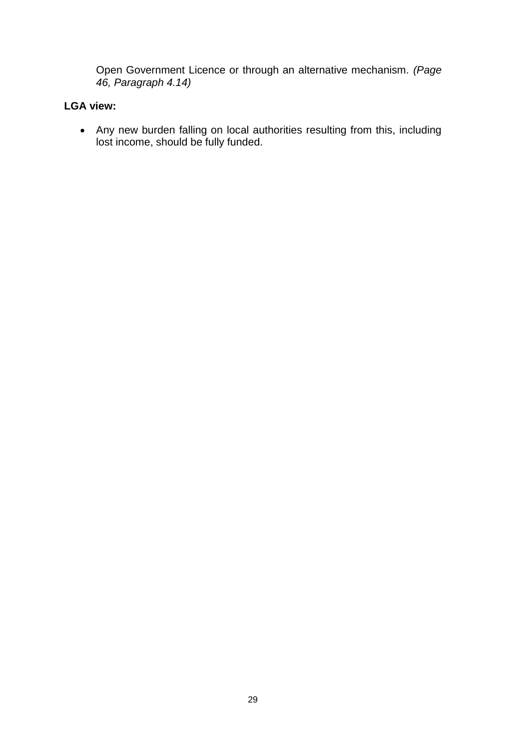Open Government Licence or through an alternative mechanism. *(Page 46, Paragraph 4.14)*

**LGA view:**

- Any new burden falling on local authorities resulting from this, including lost income, should be fully funded.